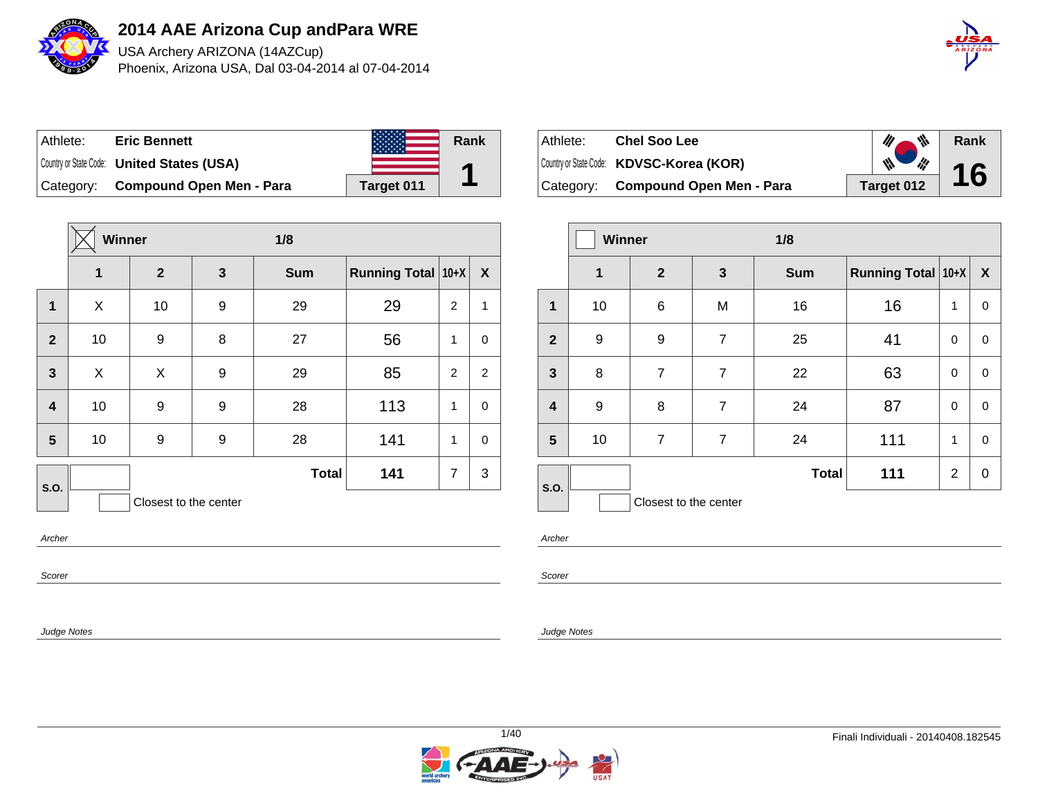# 2014 AAE Arizona Cup andPara WRE

USA Archery ARIZONA (14AZCup)

Phoenix, Arizona USA, Dal 03-04-2014 al 07-04-2014

| Athlete: | Eric Bennett | Rank |
| --- | --- | --- |
| Country or State Code: | United States (USA) | 1 |
| Category: | Compound Open Men - Para | Target 011 |

| | Winner ☒ | | | 1/8 | | | |
| --- | --- | --- | --- | --- | --- | --- | --- |
| | 1 | 2 | 3 | Sum | Running Total | 10+X | X |
| 1 | X | 10 | 9 | 29 | 29 | 2 | 1 |
| 2 | 10 | 9 | 8 | 27 | 56 | 1 | 0 |
| 3 | X | X | 9 | 29 | 85 | 2 | 2 |
| 4 | 10 | 9 | 9 | 28 | 113 | 1 | 0 |
| 5 | 10 | 9 | 9 | 28 | 141 | 1 | 0 |
| S.O. | | | | Total | 141 | 7 | 3 |

Closest to the center

*Archer*

*Scorer*

*Judge Notes*

| Athlete: | Chel Soo Lee | Rank |
| --- | --- | --- |
| Country or State Code: | KDVSC-Korea (KOR) | 16 |
| Category: | Compound Open Men - Para | Target 012 |

| | Winner ☐ | | | 1/8 | | | |
| --- | --- | --- | --- | --- | --- | --- | --- |
| | 1 | 2 | 3 | Sum | Running Total | 10+X | X |
| 1 | 10 | 6 | M | 16 | 16 | 1 | 0 |
| 2 | 9 | 9 | 7 | 25 | 41 | 0 | 0 |
| 3 | 8 | 7 | 7 | 22 | 63 | 0 | 0 |
| 4 | 9 | 8 | 7 | 24 | 87 | 0 | 0 |
| 5 | 10 | 7 | 7 | 24 | 111 | 1 | 0 |
| S.O. | | | | Total | 111 | 2 | 0 |

Closest to the center

*Archer*

*Scorer*

*Judge Notes*

Finali Individuali - 20140408.182545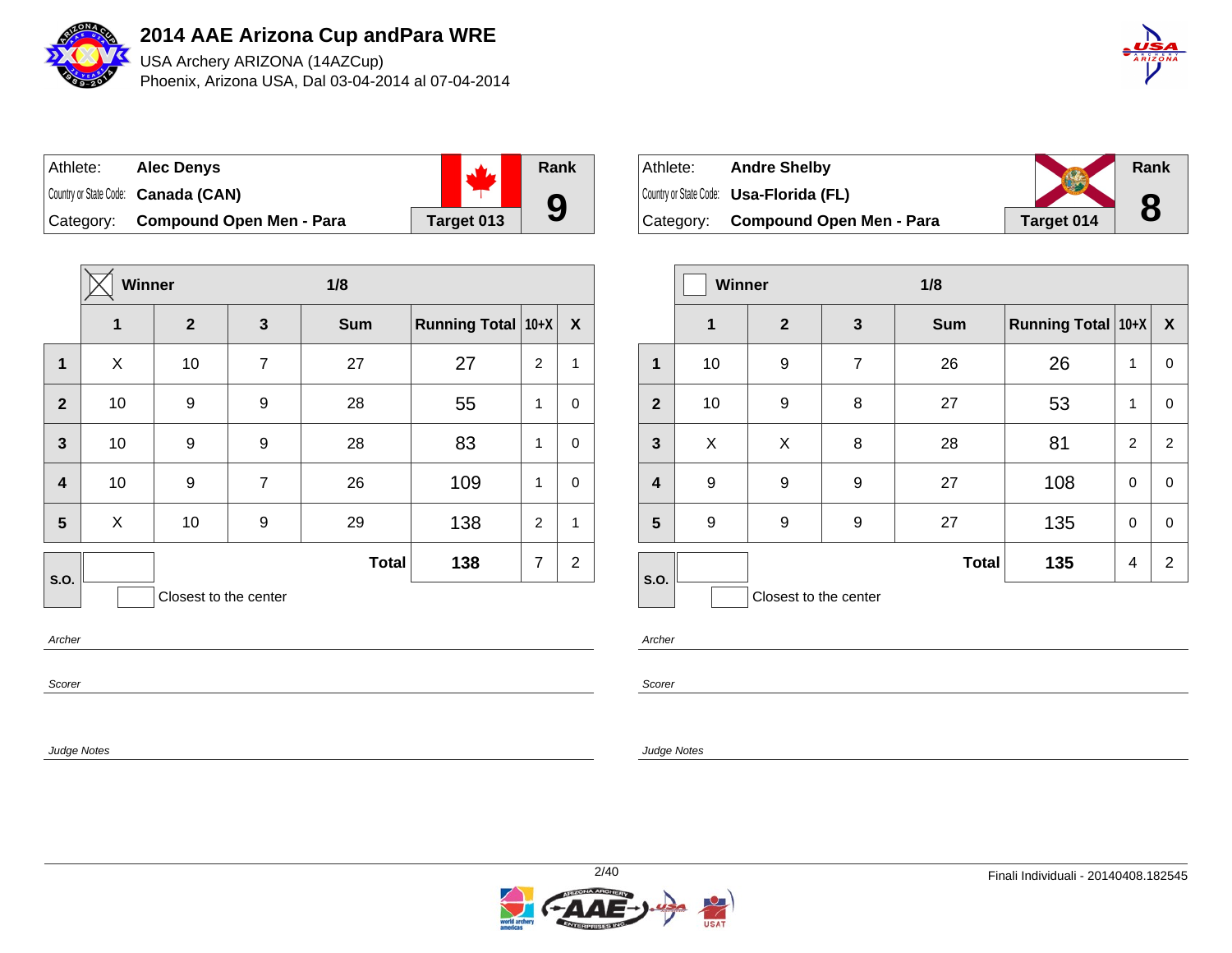# 2014 AAE Arizona Cup andPara WRE

USA Archery ARIZONA (14AZCup)

Phoenix, Arizona USA, Dal 03-04-2014 al 07-04-2014

| | | | |
|---|---|---|---|
| Athlete: | **Alec Denys** | | **Rank** |
| Country or State Code: | **Canada (CAN)** | | **9** |
| Category: | **Compound Open Men - Para** | **Target 013** | |

**Winner** [X] — **1/8**

| | 1 | 2 | 3 | Sum | Running Total | 10+X | X |
|---|---|---|---|---|---|---|---|
| **1** | X | 10 | 7 | 27 | 27 | 2 | 1 |
| **2** | 10 | 9 | 9 | 28 | 55 | 1 | 0 |
| **3** | 10 | 9 | 9 | 28 | 83 | 1 | 0 |
| **4** | 10 | 9 | 7 | 26 | 109 | 1 | 0 |
| **5** | X | 10 | 9 | 29 | 138 | 2 | 1 |
| **S.O.** | | | | **Total** | **138** | 7 | 2 |

Closest to the center

*Archer*

*Scorer*

*Judge Notes*

| | | | |
|---|---|---|---|
| Athlete: | **Andre Shelby** | | **Rank** |
| Country or State Code: | **Usa-Florida (FL)** | | **8** |
| Category: | **Compound Open Men - Para** | **Target 014** | |

**Winner** [ ] — **1/8**

| | 1 | 2 | 3 | Sum | Running Total | 10+X | X |
|---|---|---|---|---|---|---|---|
| **1** | 10 | 9 | 7 | 26 | 26 | 1 | 0 |
| **2** | 10 | 9 | 8 | 27 | 53 | 1 | 0 |
| **3** | X | X | 8 | 28 | 81 | 2 | 2 |
| **4** | 9 | 9 | 9 | 27 | 108 | 0 | 0 |
| **5** | 9 | 9 | 9 | 27 | 135 | 0 | 0 |
| **S.O.** | | | | **Total** | **135** | 4 | 2 |

Closest to the center

*Archer*

*Scorer*

*Judge Notes*

Finali Individuali - 20140408.182545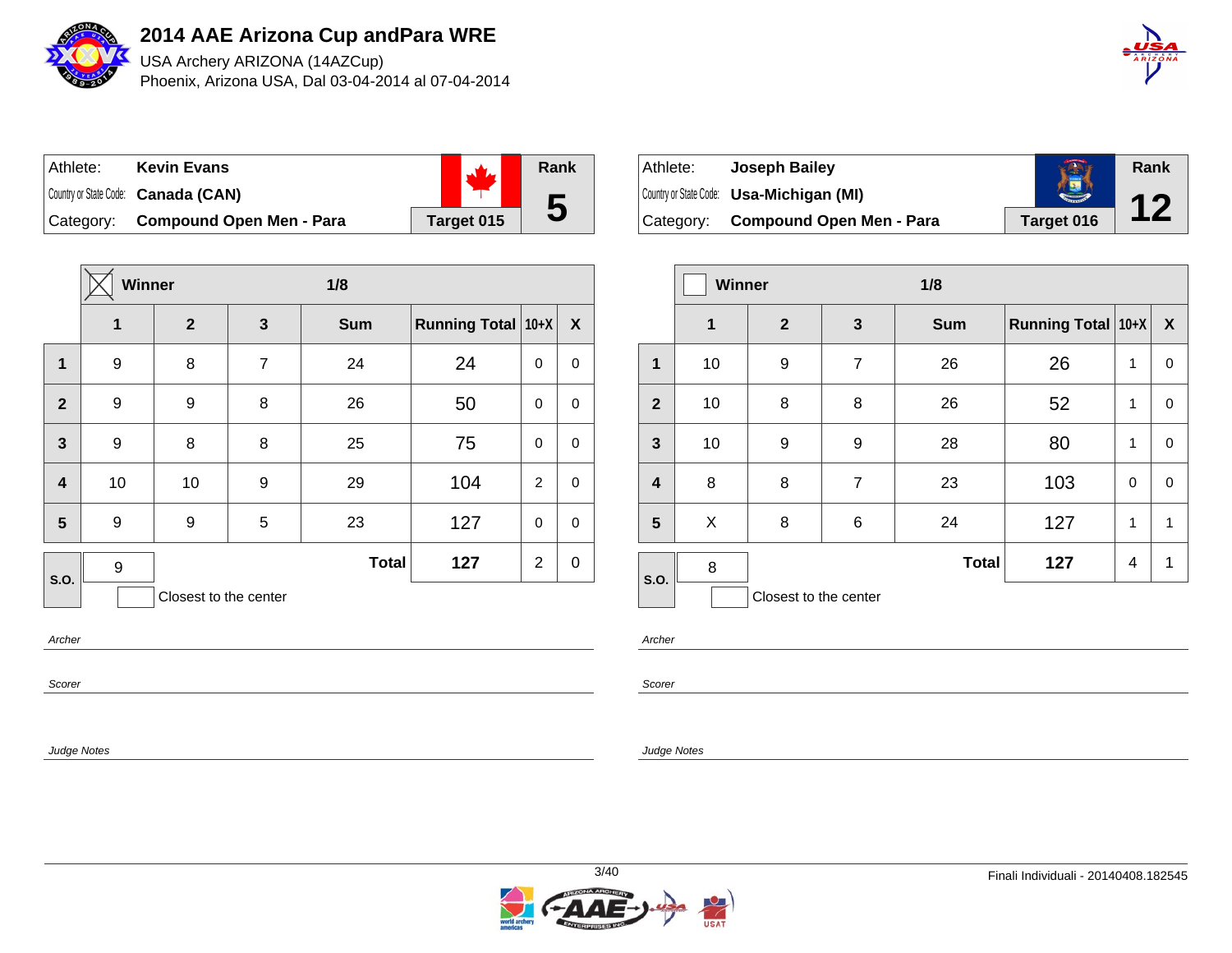# 2014 AAE Arizona Cup andPara WRE

USA Archery ARIZONA (14AZCup)

Phoenix, Arizona USA, Dal 03-04-2014 al 07-04-2014

| Athlete: | Kevin Evans | Rank |
|---|---|---|
| Country or State Code: | Canada (CAN) | 5 |
| Category: | Compound Open Men - Para | Target 015 |

| | Winner ☒ | | 1/8 | | | | |
|---|---|---|---|---|---|---|---|
| | 1 | 2 | 3 | Sum | Running Total | 10+X | X |
| 1 | 9 | 8 | 7 | 24 | 24 | 0 | 0 |
| 2 | 9 | 9 | 8 | 26 | 50 | 0 | 0 |
| 3 | 9 | 8 | 8 | 25 | 75 | 0 | 0 |
| 4 | 10 | 10 | 9 | 29 | 104 | 2 | 0 |
| 5 | 9 | 9 | 5 | 23 | 127 | 0 | 0 |
| S.O. | 9 | | | Total | 127 | 2 | 0 |

☐ Closest to the center

*Archer*

*Scorer*

*Judge Notes*

| Athlete: | Joseph Bailey | Rank |
|---|---|---|
| Country or State Code: | Usa-Michigan (MI) | 12 |
| Category: | Compound Open Men - Para | Target 016 |

| | Winner ☐ | | 1/8 | | | | |
|---|---|---|---|---|---|---|---|
| | 1 | 2 | 3 | Sum | Running Total | 10+X | X |
| 1 | 10 | 9 | 7 | 26 | 26 | 1 | 0 |
| 2 | 10 | 8 | 8 | 26 | 52 | 1 | 0 |
| 3 | 10 | 9 | 9 | 28 | 80 | 1 | 0 |
| 4 | 8 | 8 | 7 | 23 | 103 | 0 | 0 |
| 5 | X | 8 | 6 | 24 | 127 | 1 | 1 |
| S.O. | 8 | | | Total | 127 | 4 | 1 |

☐ Closest to the center

*Archer*

*Scorer*

*Judge Notes*

Finali Individuali - 20140408.182545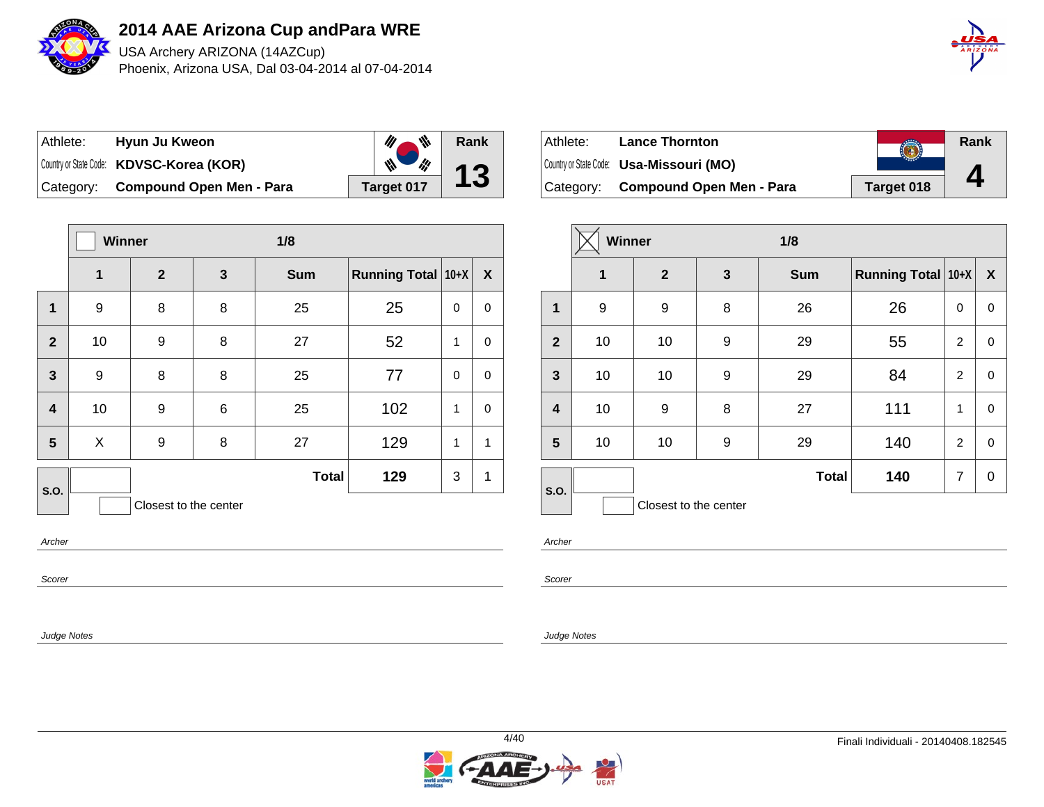# 2014 AAE Arizona Cup andPara WRE

USA Archery ARIZONA (14AZCup)
Phoenix, Arizona USA, Dal 03-04-2014 al 07-04-2014

| Athlete: | Hyun Ju Kweon | Rank |
|---|---|---|
| Country or State Code: | KDVSC-Korea (KOR) | 13 |
| Category: | Compound Open Men - Para | Target 017 |

| | Winner ☐ | | 1/8 | | | | |
|---|---|---|---|---|---|---|---|
| | 1 | 2 | 3 | Sum | Running Total | 10+X | X |
| 1 | 9 | 8 | 8 | 25 | 25 | 0 | 0 |
| 2 | 10 | 9 | 8 | 27 | 52 | 1 | 0 |
| 3 | 9 | 8 | 8 | 25 | 77 | 0 | 0 |
| 4 | 10 | 9 | 6 | 25 | 102 | 1 | 0 |
| 5 | X | 9 | 8 | 27 | 129 | 1 | 1 |
| S.O. | | | | Total | 129 | 3 | 1 |

☐ Closest to the center

*Archer*

*Scorer*

*Judge Notes*

| Athlete: | Lance Thornton | Rank |
|---|---|---|
| Country or State Code: | Usa-Missouri (MO) | 4 |
| Category: | Compound Open Men - Para | Target 018 |

| | Winner ☒ | | 1/8 | | | | |
|---|---|---|---|---|---|---|---|
| | 1 | 2 | 3 | Sum | Running Total | 10+X | X |
| 1 | 9 | 9 | 8 | 26 | 26 | 0 | 0 |
| 2 | 10 | 10 | 9 | 29 | 55 | 2 | 0 |
| 3 | 10 | 10 | 9 | 29 | 84 | 2 | 0 |
| 4 | 10 | 9 | 8 | 27 | 111 | 1 | 0 |
| 5 | 10 | 10 | 9 | 29 | 140 | 2 | 0 |
| S.O. | | | | Total | 140 | 7 | 0 |

☐ Closest to the center

*Archer*

*Scorer*

*Judge Notes*

Finali Individuali - 20140408.182545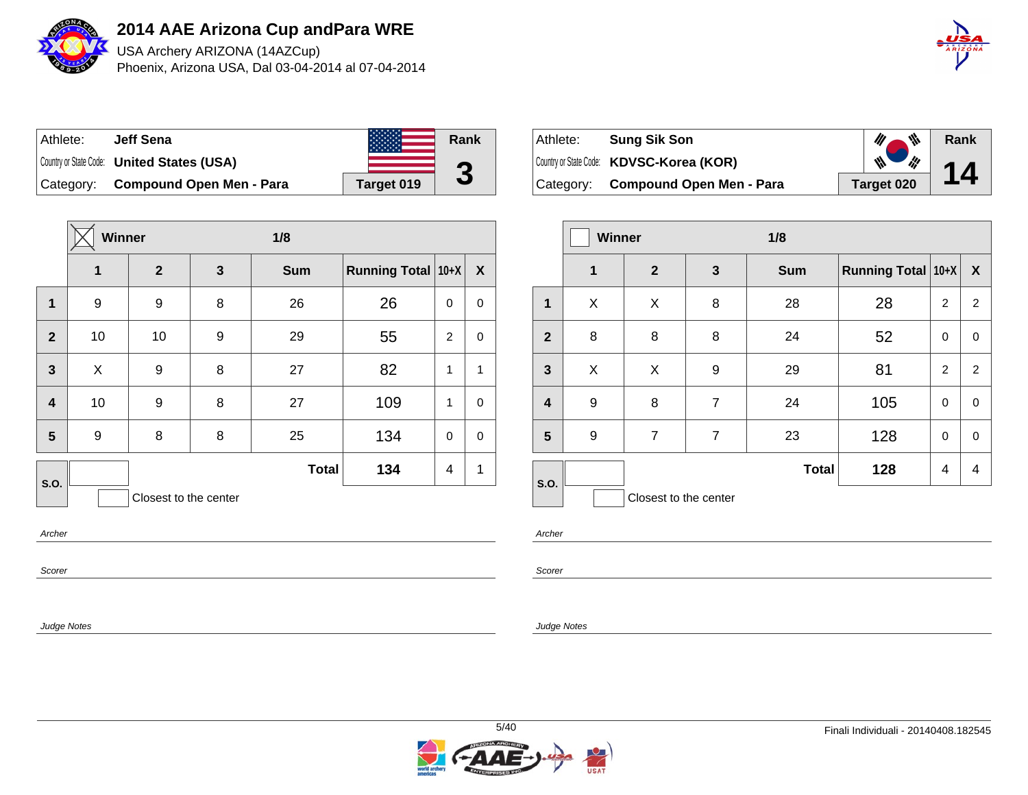# 2014 AAE Arizona Cup andPara WRE

USA Archery ARIZONA (14AZCup)

Phoenix, Arizona USA, Dal 03-04-2014 al 07-04-2014

| Athlete: | Jeff Sena | Rank |
|---|---|---|
| Country or State Code: | United States (USA) | 3 |
| Category: | Compound Open Men - Para | Target 019 |

| | ☒ Winner | | 1/8 | | | | |
|---|---|---|---|---|---|---|---|
| | 1 | 2 | 3 | Sum | Running Total | 10+X | X |
| 1 | 9 | 9 | 8 | 26 | 26 | 0 | 0 |
| 2 | 10 | 10 | 9 | 29 | 55 | 2 | 0 |
| 3 | X | 9 | 8 | 27 | 82 | 1 | 1 |
| 4 | 10 | 9 | 8 | 27 | 109 | 1 | 0 |
| 5 | 9 | 8 | 8 | 25 | 134 | 0 | 0 |
| S.O. | | | | Total | 134 | 4 | 1 |

Closest to the center

*Archer*

*Scorer*

*Judge Notes*

| Athlete: | Sung Sik Son | Rank |
|---|---|---|
| Country or State Code: | KDVSC-Korea (KOR) | 14 |
| Category: | Compound Open Men - Para | Target 020 |

| | ☐ Winner | | 1/8 | | | | |
|---|---|---|---|---|---|---|---|
| | 1 | 2 | 3 | Sum | Running Total | 10+X | X |
| 1 | X | X | 8 | 28 | 28 | 2 | 2 |
| 2 | 8 | 8 | 8 | 24 | 52 | 0 | 0 |
| 3 | X | X | 9 | 29 | 81 | 2 | 2 |
| 4 | 9 | 8 | 7 | 24 | 105 | 0 | 0 |
| 5 | 9 | 7 | 7 | 23 | 128 | 0 | 0 |
| S.O. | | | | Total | 128 | 4 | 4 |

Closest to the center

*Archer*

*Scorer*

*Judge Notes*

Finali Individuali - 20140408.182545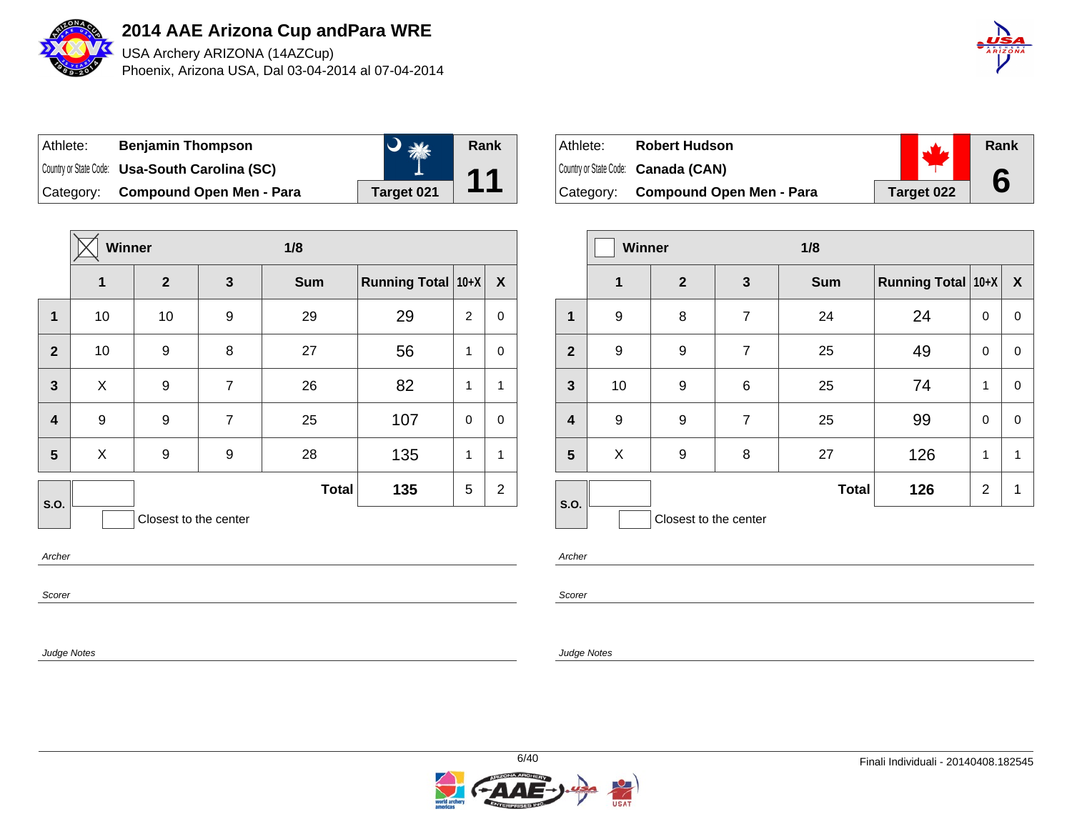# 2014 AAE Arizona Cup andPara WRE

USA Archery ARIZONA (14AZCup)

Phoenix, Arizona USA, Dal 03-04-2014 al 07-04-2014

| Athlete: | Benjamin Thompson | Rank |
|---|---|---|
| Country or State Code: | Usa-South Carolina (SC) | 11 |
| Category: | Compound Open Men - Para | Target 021 |

| | ☒ Winner | | | 1/8 | | | |
|---|---|---|---|---|---|---|---|
| | 1 | 2 | 3 | Sum | Running Total | 10+X | X |
| 1 | 10 | 10 | 9 | 29 | 29 | 2 | 0 |
| 2 | 10 | 9 | 8 | 27 | 56 | 1 | 0 |
| 3 | X | 9 | 7 | 26 | 82 | 1 | 1 |
| 4 | 9 | 9 | 7 | 25 | 107 | 0 | 0 |
| 5 | X | 9 | 9 | 28 | 135 | 1 | 1 |
| S.O. | | | | Total | 135 | 5 | 2 |

Closest to the center

*Archer*

*Scorer*

*Judge Notes*

| Athlete: | Robert Hudson | Rank |
|---|---|---|
| Country or State Code: | Canada (CAN) | 6 |
| Category: | Compound Open Men - Para | Target 022 |

| | ☐ Winner | | | 1/8 | | | |
|---|---|---|---|---|---|---|---|
| | 1 | 2 | 3 | Sum | Running Total | 10+X | X |
| 1 | 9 | 8 | 7 | 24 | 24 | 0 | 0 |
| 2 | 9 | 9 | 7 | 25 | 49 | 0 | 0 |
| 3 | 10 | 9 | 6 | 25 | 74 | 1 | 0 |
| 4 | 9 | 9 | 7 | 25 | 99 | 0 | 0 |
| 5 | X | 9 | 8 | 27 | 126 | 1 | 1 |
| S.O. | | | | Total | 126 | 2 | 1 |

Closest to the center

*Archer*

*Scorer*

*Judge Notes*

Finali Individuali - 20140408.182545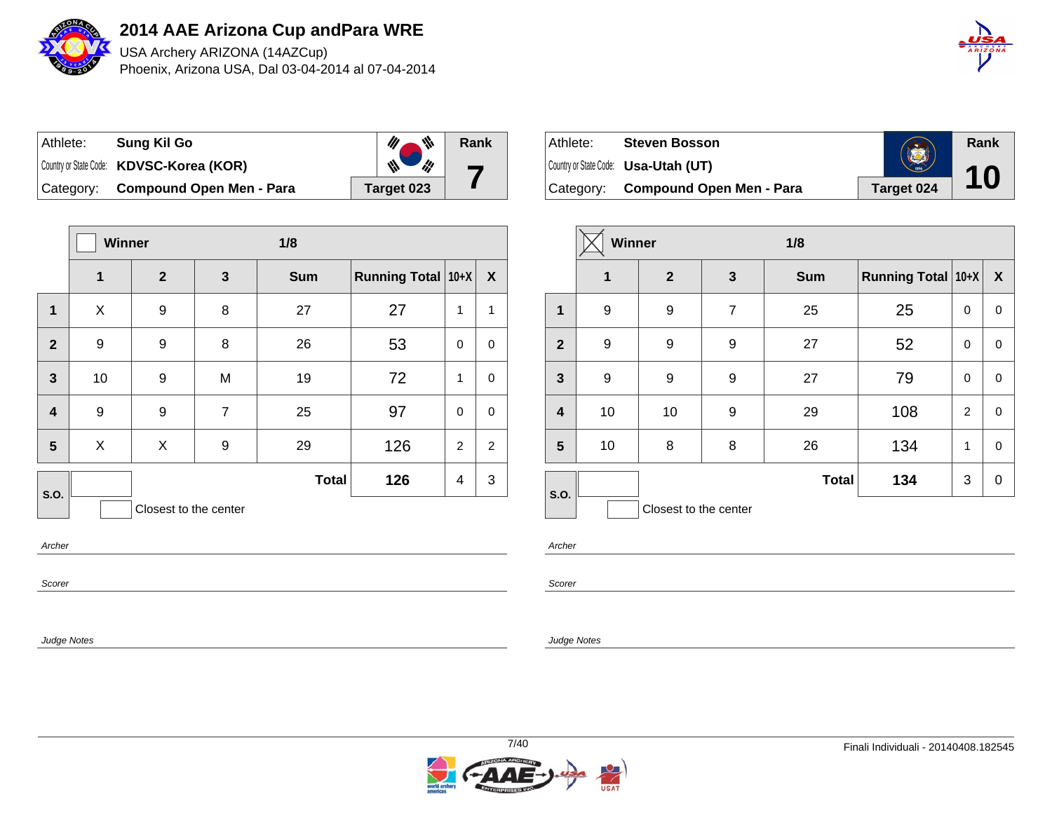# 2014 AAE Arizona Cup andPara WRE

USA Archery ARIZONA (14AZCup)

Phoenix, Arizona USA, Dal 03-04-2014 al 07-04-2014

| Athlete: | **Sung Kil Go** | Rank |
|---|---|---|
| Country or State Code: | **KDVSC-Korea (KOR)** | **7** |
| Category: | **Compound Open Men - Para** | **Target 023** |

| | Winner ☐ | | | 1/8 | | | |
|---|---|---|---|---|---|---|---|
| | **1** | **2** | **3** | **Sum** | **Running Total** | **10+X** | **X** |
| **1** | X | 9 | 8 | 27 | 27 | 1 | 1 |
| **2** | 9 | 9 | 8 | 26 | 53 | 0 | 0 |
| **3** | 10 | 9 | M | 19 | 72 | 1 | 0 |
| **4** | 9 | 9 | 7 | 25 | 97 | 0 | 0 |
| **5** | X | X | 9 | 29 | 126 | 2 | 2 |
| **S.O.** | | | | **Total** | **126** | 4 | 3 |

☐ Closest to the center

*Archer*

*Scorer*

*Judge Notes*

| Athlete: | **Steven Bosson** | Rank |
|---|---|---|
| Country or State Code: | **Usa-Utah (UT)** | **10** |
| Category: | **Compound Open Men - Para** | **Target 024** |

| | Winner ☒ | | | 1/8 | | | |
|---|---|---|---|---|---|---|---|
| | **1** | **2** | **3** | **Sum** | **Running Total** | **10+X** | **X** |
| **1** | 9 | 9 | 7 | 25 | 25 | 0 | 0 |
| **2** | 9 | 9 | 9 | 27 | 52 | 0 | 0 |
| **3** | 9 | 9 | 9 | 27 | 79 | 0 | 0 |
| **4** | 10 | 10 | 9 | 29 | 108 | 2 | 0 |
| **5** | 10 | 8 | 8 | 26 | 134 | 1 | 0 |
| **S.O.** | | | | **Total** | **134** | 3 | 0 |

☐ Closest to the center

*Archer*

*Scorer*

*Judge Notes*

Finali Individuali - 20140408.182545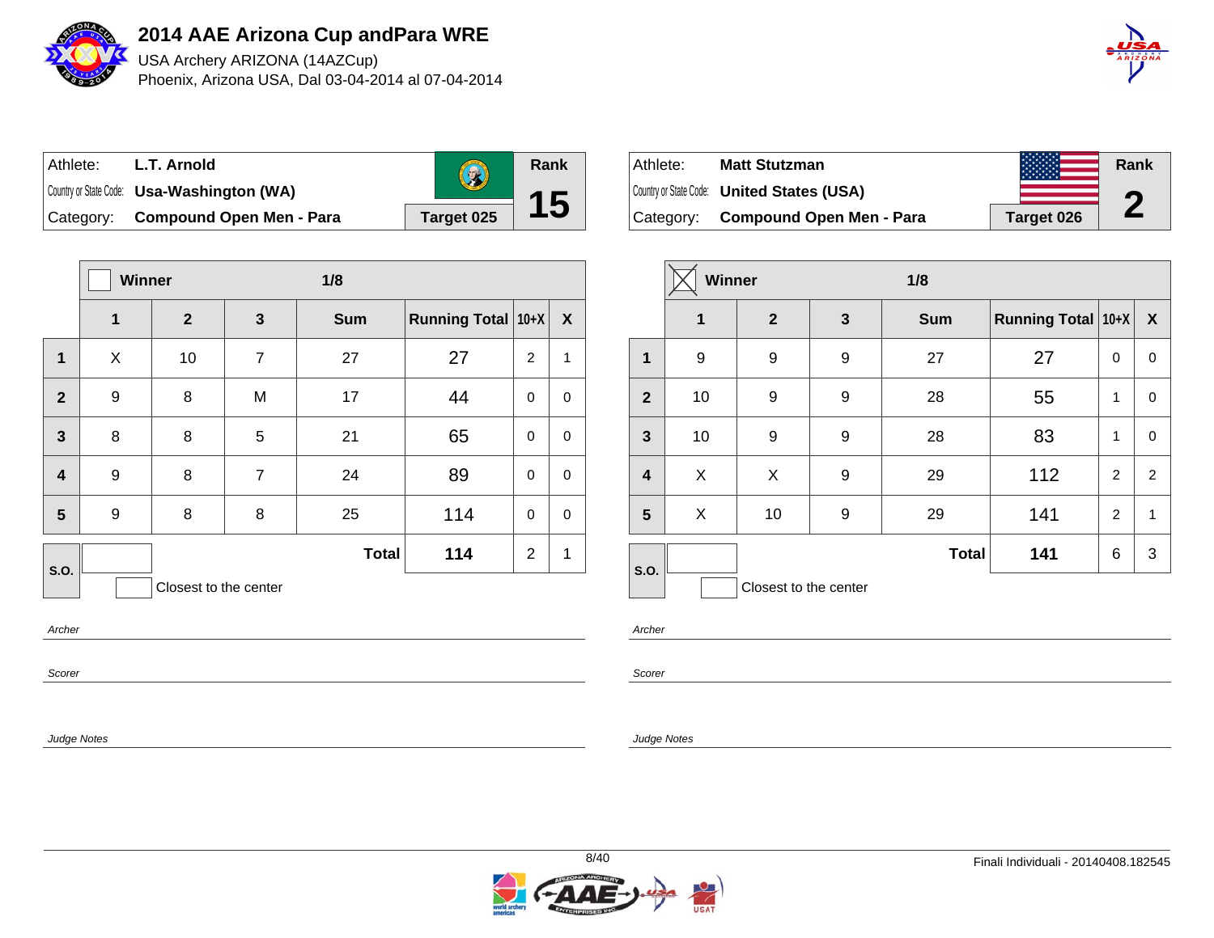# 2014 AAE Arizona Cup andPara WRE

USA Archery ARIZONA (14AZCup)

Phoenix, Arizona USA, Dal 03-04-2014 al 07-04-2014

| Athlete: | L.T. Arnold | Rank |
|---|---|---|
| Country or State Code: | Usa-Washington (WA) | 15 |
| Category: | Compound Open Men - Para | Target 025 |

| | Winner [ ] | | 1/8 | | | | |
|---|---|---|---|---|---|---|---|
| | 1 | 2 | 3 | Sum | Running Total | 10+X | X |
| 1 | X | 10 | 7 | 27 | 27 | 2 | 1 |
| 2 | 9 | 8 | M | 17 | 44 | 0 | 0 |
| 3 | 8 | 8 | 5 | 21 | 65 | 0 | 0 |
| 4 | 9 | 8 | 7 | 24 | 89 | 0 | 0 |
| 5 | 9 | 8 | 8 | 25 | 114 | 0 | 0 |
| S.O. | | | | Total | 114 | 2 | 1 |

Closest to the center

*Archer*

*Scorer*

*Judge Notes*

| Athlete: | Matt Stutzman | Rank |
|---|---|---|
| Country or State Code: | United States (USA) | 2 |
| Category: | Compound Open Men - Para | Target 026 |

| | Winner [X] | | 1/8 | | | | |
|---|---|---|---|---|---|---|---|
| | 1 | 2 | 3 | Sum | Running Total | 10+X | X |
| 1 | 9 | 9 | 9 | 27 | 27 | 0 | 0 |
| 2 | 10 | 9 | 9 | 28 | 55 | 1 | 0 |
| 3 | 10 | 9 | 9 | 28 | 83 | 1 | 0 |
| 4 | X | X | 9 | 29 | 112 | 2 | 2 |
| 5 | X | 10 | 9 | 29 | 141 | 2 | 1 |
| S.O. | | | | Total | 141 | 6 | 3 |

Closest to the center

*Archer*

*Scorer*

*Judge Notes*

Finali Individuali - 20140408.182545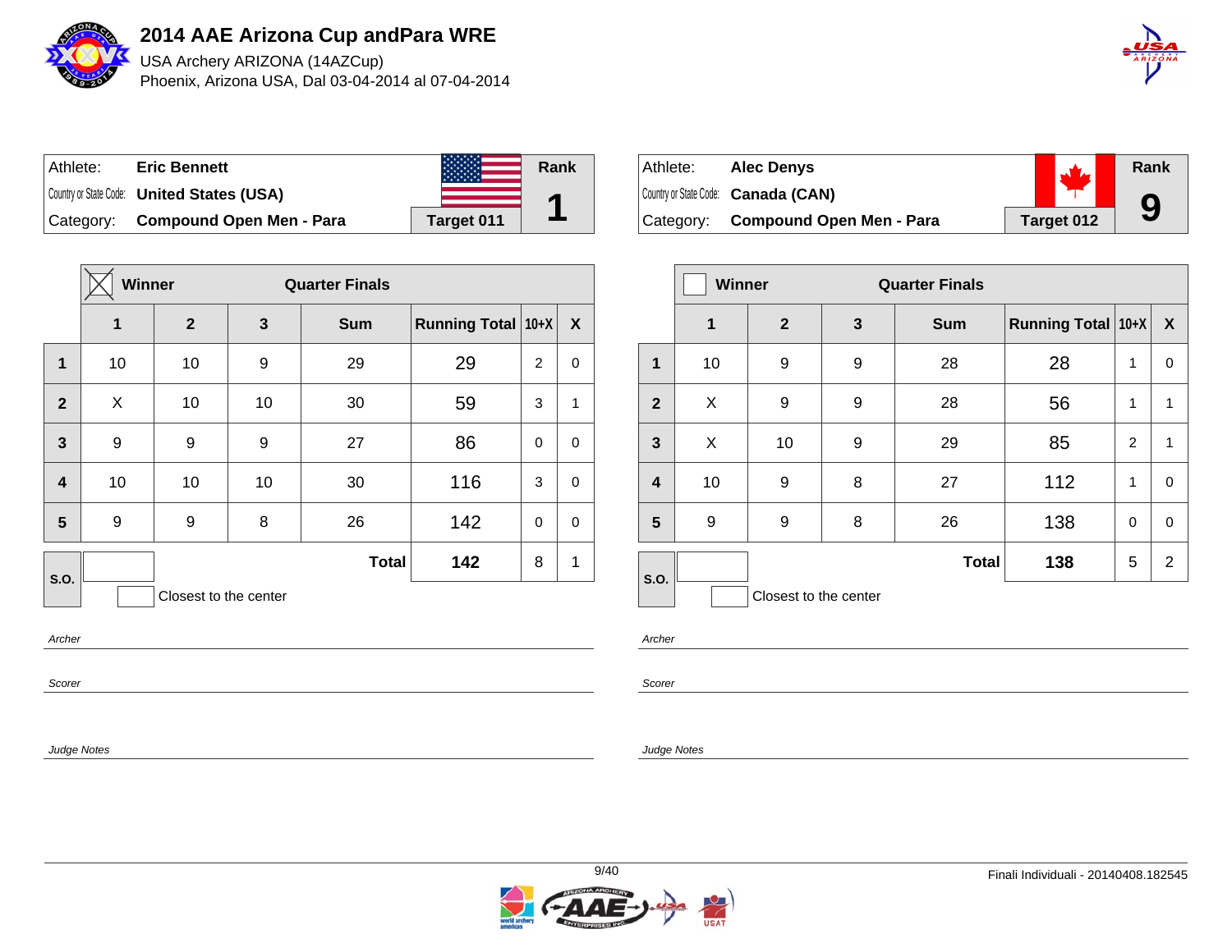# 2014 AAE Arizona Cup andPara WRE

USA Archery ARIZONA (14AZCup)

Phoenix, Arizona USA, Dal 03-04-2014 al 07-04-2014

| Athlete: | **Eric Bennett** | Rank |
|---|---|---|
| Country or State Code: | **United States (USA)** | **1** |
| Category: | **Compound Open Men - Para** | **Target 011** |

| | ☒ Winner | | Quarter Finals | | | | |
|---|---|---|---|---|---|---|---|
| | **1** | **2** | **3** | **Sum** | **Running Total** | **10+X** | **X** |
| **1** | 10 | 10 | 9 | 29 | 29 | 2 | 0 |
| **2** | X | 10 | 10 | 30 | 59 | 3 | 1 |
| **3** | 9 | 9 | 9 | 27 | 86 | 0 | 0 |
| **4** | 10 | 10 | 10 | 30 | 116 | 3 | 0 |
| **5** | 9 | 9 | 8 | 26 | 142 | 0 | 0 |
| **S.O.** | | | | **Total** | **142** | 8 | 1 |

Closest to the center

*Archer*

*Scorer*

*Judge Notes*

| Athlete: | **Alec Denys** | Rank |
|---|---|---|
| Country or State Code: | **Canada (CAN)** | **9** |
| Category: | **Compound Open Men - Para** | **Target 012** |

| | ☐ Winner | | Quarter Finals | | | | |
|---|---|---|---|---|---|---|---|
| | **1** | **2** | **3** | **Sum** | **Running Total** | **10+X** | **X** |
| **1** | 10 | 9 | 9 | 28 | 28 | 1 | 0 |
| **2** | X | 9 | 9 | 28 | 56 | 1 | 1 |
| **3** | X | 10 | 9 | 29 | 85 | 2 | 1 |
| **4** | 10 | 9 | 8 | 27 | 112 | 1 | 0 |
| **5** | 9 | 9 | 8 | 26 | 138 | 0 | 0 |
| **S.O.** | | | | **Total** | **138** | 5 | 2 |

Closest to the center

*Archer*

*Scorer*

*Judge Notes*

Finali Individuali - 20140408.182545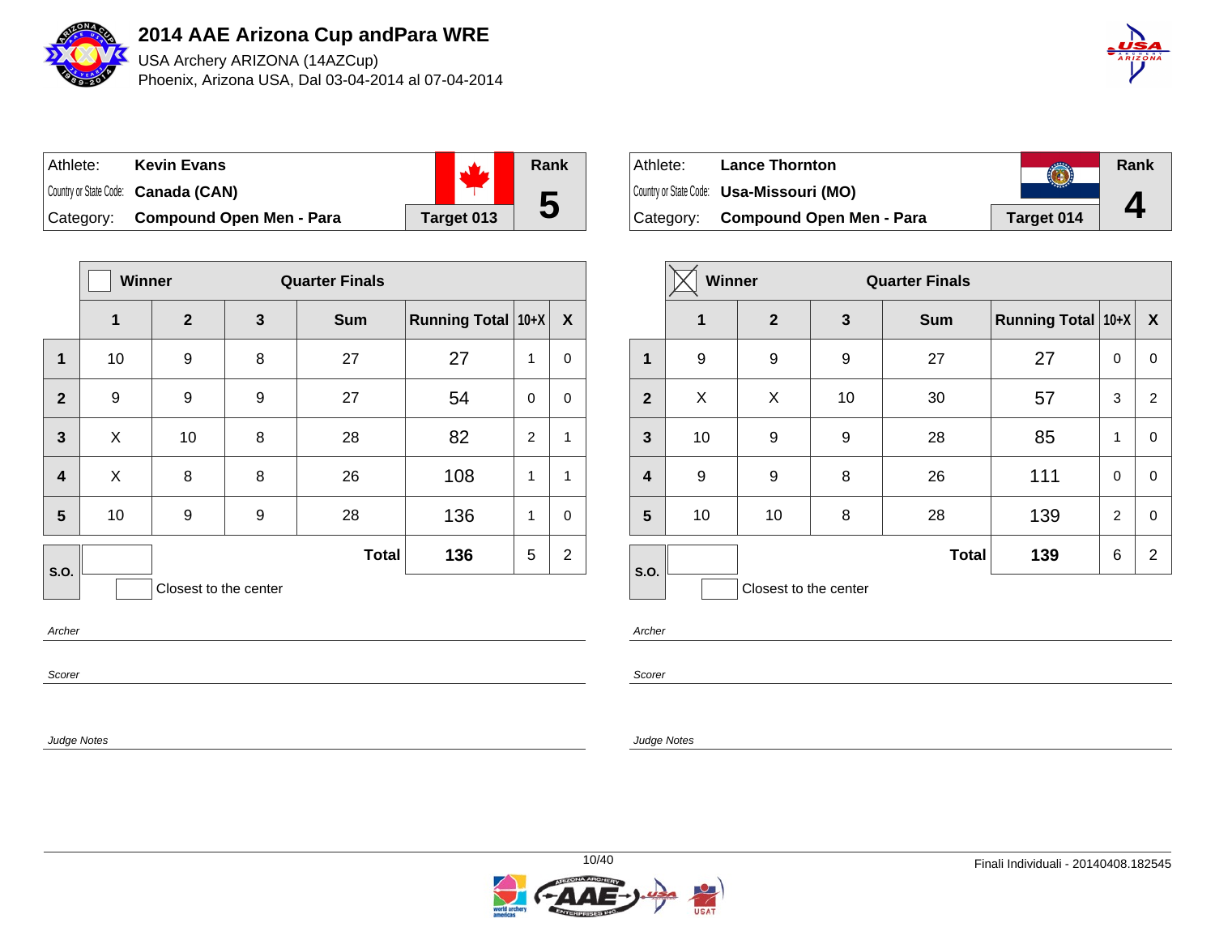# 2014 AAE Arizona Cup andPara WRE

USA Archery ARIZONA (14AZCup)
Phoenix, Arizona USA, Dal 03-04-2014 al 07-04-2014

| Athlete: | Kevin Evans | Rank |
|---|---|---|
| Country or State Code: | Canada (CAN) | 5 |
| Category: | Compound Open Men - Para | Target 013 |

| | Winner | | Quarter Finals | | | | |
|---|---|---|---|---|---|---|---|
| | 1 | 2 | 3 | Sum | Running Total | 10+X | X |
| 1 | 10 | 9 | 8 | 27 | 27 | 1 | 0 |
| 2 | 9 | 9 | 9 | 27 | 54 | 0 | 0 |
| 3 | X | 10 | 8 | 28 | 82 | 2 | 1 |
| 4 | X | 8 | 8 | 26 | 108 | 1 | 1 |
| 5 | 10 | 9 | 9 | 28 | 136 | 1 | 0 |
| S.O. | | | | Total | 136 | 5 | 2 |

Closest to the center

*Archer*

*Scorer*

*Judge Notes*

| Athlete: | Lance Thornton | Rank |
|---|---|---|
| Country or State Code: | Usa-Missouri (MO) | 4 |
| Category: | Compound Open Men - Para | Target 014 |

| | Winner (X) | | Quarter Finals | | | | |
|---|---|---|---|---|---|---|---|
| | 1 | 2 | 3 | Sum | Running Total | 10+X | X |
| 1 | 9 | 9 | 9 | 27 | 27 | 0 | 0 |
| 2 | X | X | 10 | 30 | 57 | 3 | 2 |
| 3 | 10 | 9 | 9 | 28 | 85 | 1 | 0 |
| 4 | 9 | 9 | 8 | 26 | 111 | 0 | 0 |
| 5 | 10 | 10 | 8 | 28 | 139 | 2 | 0 |
| S.O. | | | | Total | 139 | 6 | 2 |

Closest to the center

*Archer*

*Scorer*

*Judge Notes*

Finali Individuali - 20140408.182545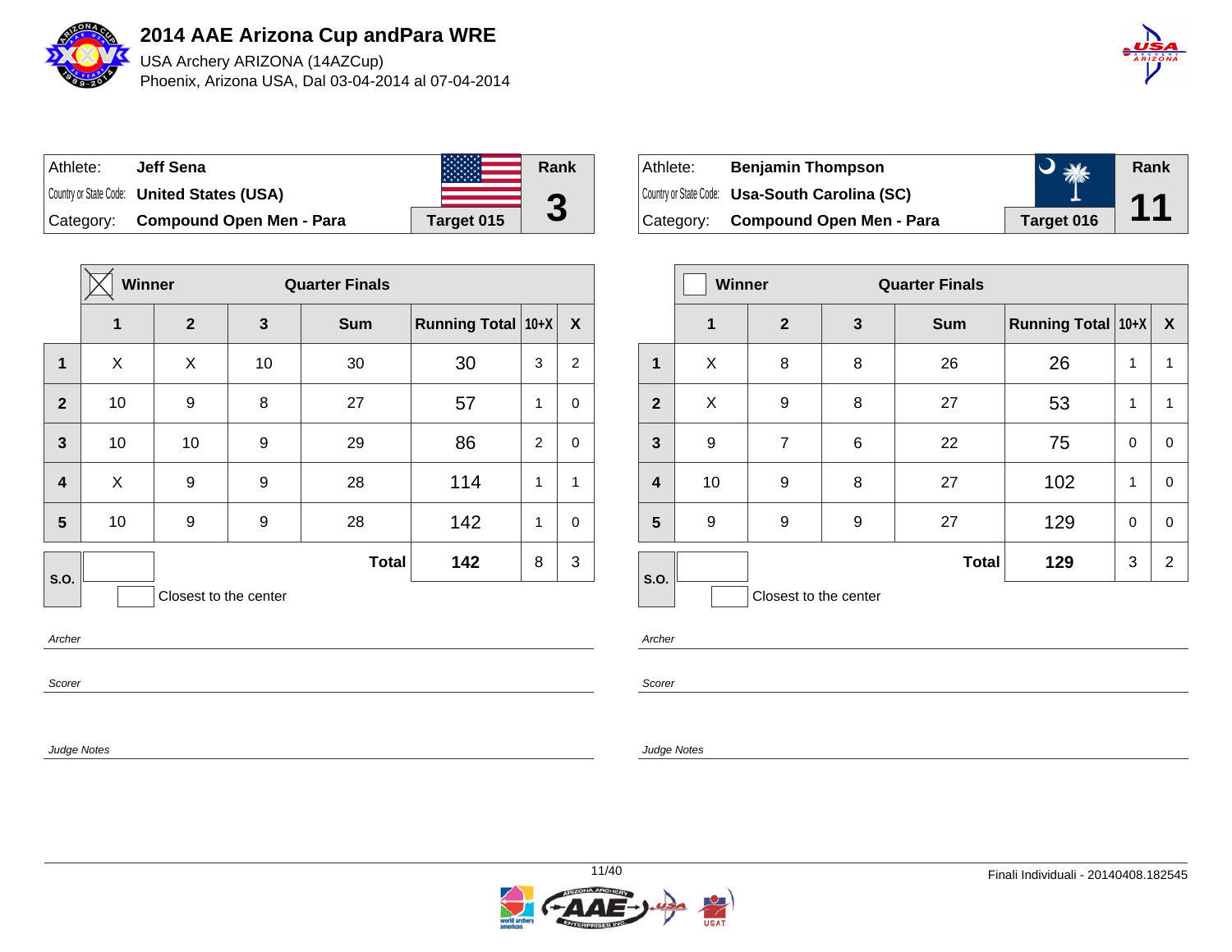# 2014 AAE Arizona Cup andPara WRE

USA Archery ARIZONA (14AZCup)

Phoenix, Arizona USA, Dal 03-04-2014 al 07-04-2014

| Athlete: | Jeff Sena | Rank |
|---|---|---|
| Country or State Code: | United States (USA) | 3 |
| Category: | Compound Open Men - Para | Target 015 |

| | 1 | 2 | 3 | Sum | Running Total | 10+X | X |
|---|---|---|---|---|---|---|---|
| **Winner** ☒ | Quarter Finals | | | | | | |
| 1 | X | X | 10 | 30 | 30 | 3 | 2 |
| 2 | 10 | 9 | 8 | 27 | 57 | 1 | 0 |
| 3 | 10 | 10 | 9 | 29 | 86 | 2 | 0 |
| 4 | X | 9 | 9 | 28 | 114 | 1 | 1 |
| 5 | 10 | 9 | 9 | 28 | 142 | 1 | 0 |
| S.O. | | | | Total | 142 | 8 | 3 |

Closest to the center

*Archer*

*Scorer*

*Judge Notes*

| Athlete: | Benjamin Thompson | Rank |
|---|---|---|
| Country or State Code: | Usa-South Carolina (SC) | 11 |
| Category: | Compound Open Men - Para | Target 016 |

| | 1 | 2 | 3 | Sum | Running Total | 10+X | X |
|---|---|---|---|---|---|---|---|
| **Winner** ☐ | Quarter Finals | | | | | | |
| 1 | X | 8 | 8 | 26 | 26 | 1 | 1 |
| 2 | X | 9 | 8 | 27 | 53 | 1 | 1 |
| 3 | 9 | 7 | 6 | 22 | 75 | 0 | 0 |
| 4 | 10 | 9 | 8 | 27 | 102 | 1 | 0 |
| 5 | 9 | 9 | 9 | 27 | 129 | 0 | 0 |
| S.O. | | | | Total | 129 | 3 | 2 |

Closest to the center

*Archer*

*Scorer*

*Judge Notes*

Finali Individuali - 20140408.182545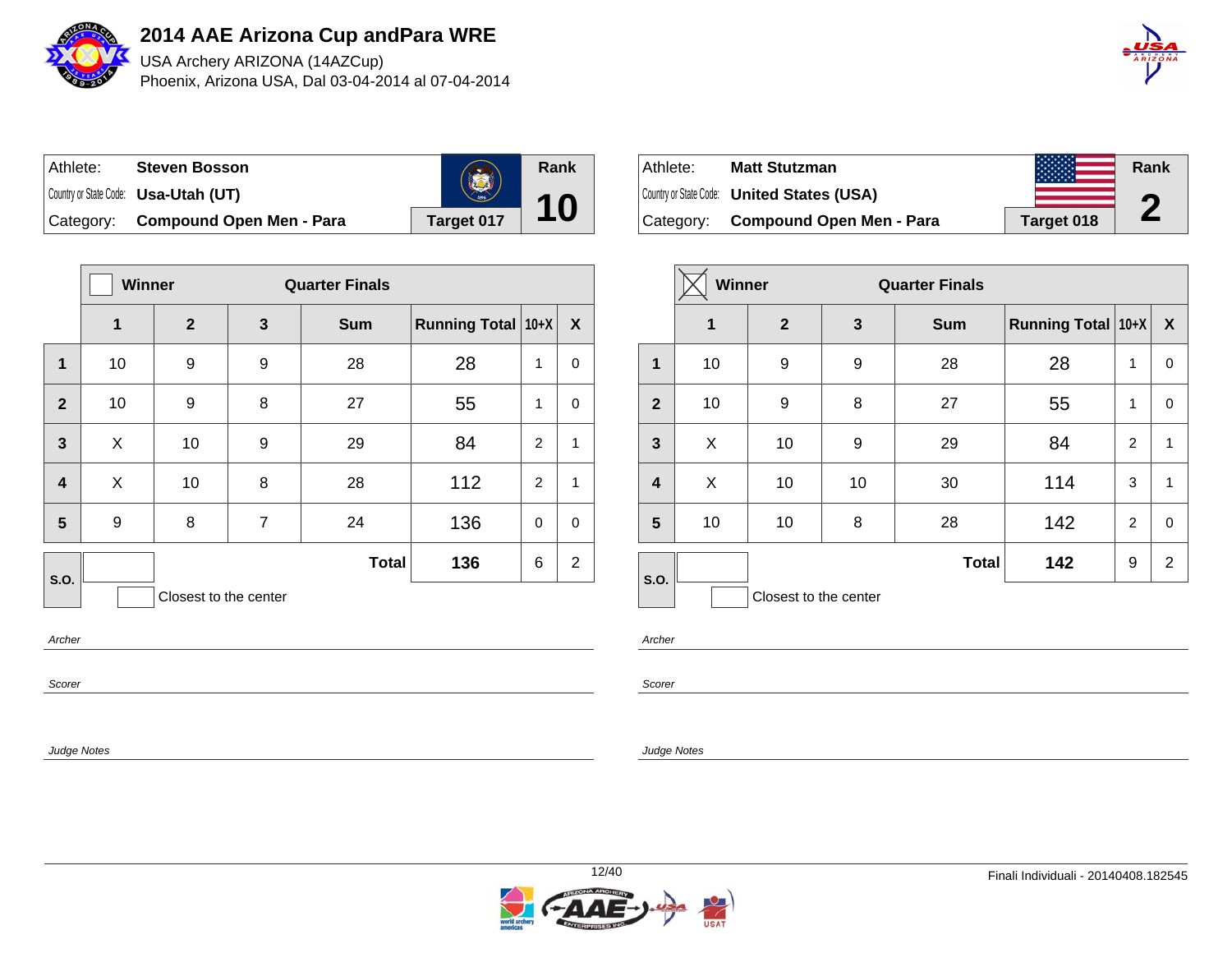# 2014 AAE Arizona Cup andPara WRE

USA Archery ARIZONA (14AZCup)

Phoenix, Arizona USA, Dal 03-04-2014 al 07-04-2014

| Athlete: | **Steven Bosson** | Rank |
|---|---|---|
| Country or State Code: | **Usa-Utah (UT)** | **10** |
| Category: | **Compound Open Men - Para** | **Target 017** |

| | Winner ☐ | | Quarter Finals | | | | |
|---|---|---|---|---|---|---|---|
| | **1** | **2** | **3** | **Sum** | **Running Total** | **10+X** | **X** |
| **1** | 10 | 9 | 9 | 28 | 28 | 1 | 0 |
| **2** | 10 | 9 | 8 | 27 | 55 | 1 | 0 |
| **3** | X | 10 | 9 | 29 | 84 | 2 | 1 |
| **4** | X | 10 | 8 | 28 | 112 | 2 | 1 |
| **5** | 9 | 8 | 7 | 24 | 136 | 0 | 0 |
| **S.O.** | | | | **Total** | **136** | 6 | 2 |

Closest to the center

*Archer*

*Scorer*

*Judge Notes*

| Athlete: | **Matt Stutzman** | Rank |
|---|---|---|
| Country or State Code: | **United States (USA)** | **2** |
| Category: | **Compound Open Men - Para** | **Target 018** |

| | Winner ☒ | | Quarter Finals | | | | |
|---|---|---|---|---|---|---|---|
| | **1** | **2** | **3** | **Sum** | **Running Total** | **10+X** | **X** |
| **1** | 10 | 9 | 9 | 28 | 28 | 1 | 0 |
| **2** | 10 | 9 | 8 | 27 | 55 | 1 | 0 |
| **3** | X | 10 | 9 | 29 | 84 | 2 | 1 |
| **4** | X | 10 | 10 | 30 | 114 | 3 | 1 |
| **5** | 10 | 10 | 8 | 28 | 142 | 2 | 0 |
| **S.O.** | | | | **Total** | **142** | 9 | 2 |

Closest to the center

*Archer*

*Scorer*

*Judge Notes*

Finali Individuali - 20140408.182545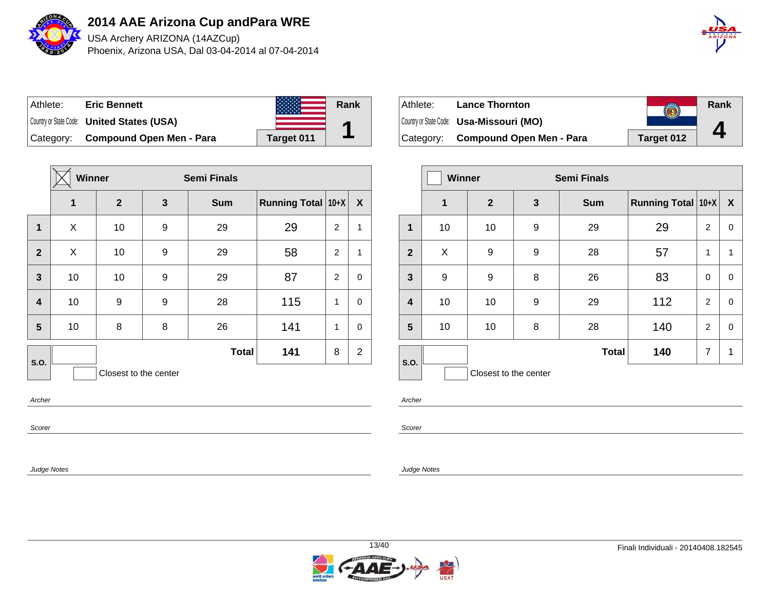# 2014 AAE Arizona Cup andPara WRE

USA Archery ARIZONA (14AZCup)
Phoenix, Arizona USA, Dal 03-04-2014 al 07-04-2014

| Athlete: | **Eric Bennett** | | **Rank** |
|---|---|---|---|
| Country or State Code: | **United States (USA)** | | **1** |
| Category: | **Compound Open Men - Para** | **Target 011** | |

| | ☒ Winner | | Semi Finals | | | | |
|---|---|---|---|---|---|---|---|
| | **1** | **2** | **3** | **Sum** | **Running Total** | **10+X** | **X** |
| **1** | X | 10 | 9 | 29 | 29 | 2 | 1 |
| **2** | X | 10 | 9 | 29 | 58 | 2 | 1 |
| **3** | 10 | 10 | 9 | 29 | 87 | 2 | 0 |
| **4** | 10 | 9 | 9 | 28 | 115 | 1 | 0 |
| **5** | 10 | 8 | 8 | 26 | 141 | 1 | 0 |
| **S.O.** | | | | **Total** | **141** | 8 | 2 |

Closest to the center

*Archer*

*Scorer*

*Judge Notes*

| Athlete: | **Lance Thornton** | | **Rank** |
|---|---|---|---|
| Country or State Code: | **Usa-Missouri (MO)** | | **4** |
| Category: | **Compound Open Men - Para** | **Target 012** | |

| | ☐ Winner | | Semi Finals | | | | |
|---|---|---|---|---|---|---|---|
| | **1** | **2** | **3** | **Sum** | **Running Total** | **10+X** | **X** |
| **1** | 10 | 10 | 9 | 29 | 29 | 2 | 0 |
| **2** | X | 9 | 9 | 28 | 57 | 1 | 1 |
| **3** | 9 | 9 | 8 | 26 | 83 | 0 | 0 |
| **4** | 10 | 10 | 9 | 29 | 112 | 2 | 0 |
| **5** | 10 | 10 | 8 | 28 | 140 | 2 | 0 |
| **S.O.** | | | | **Total** | **140** | 7 | 1 |

Closest to the center

*Archer*

*Scorer*

*Judge Notes*

Finali Individuali - 20140408.182545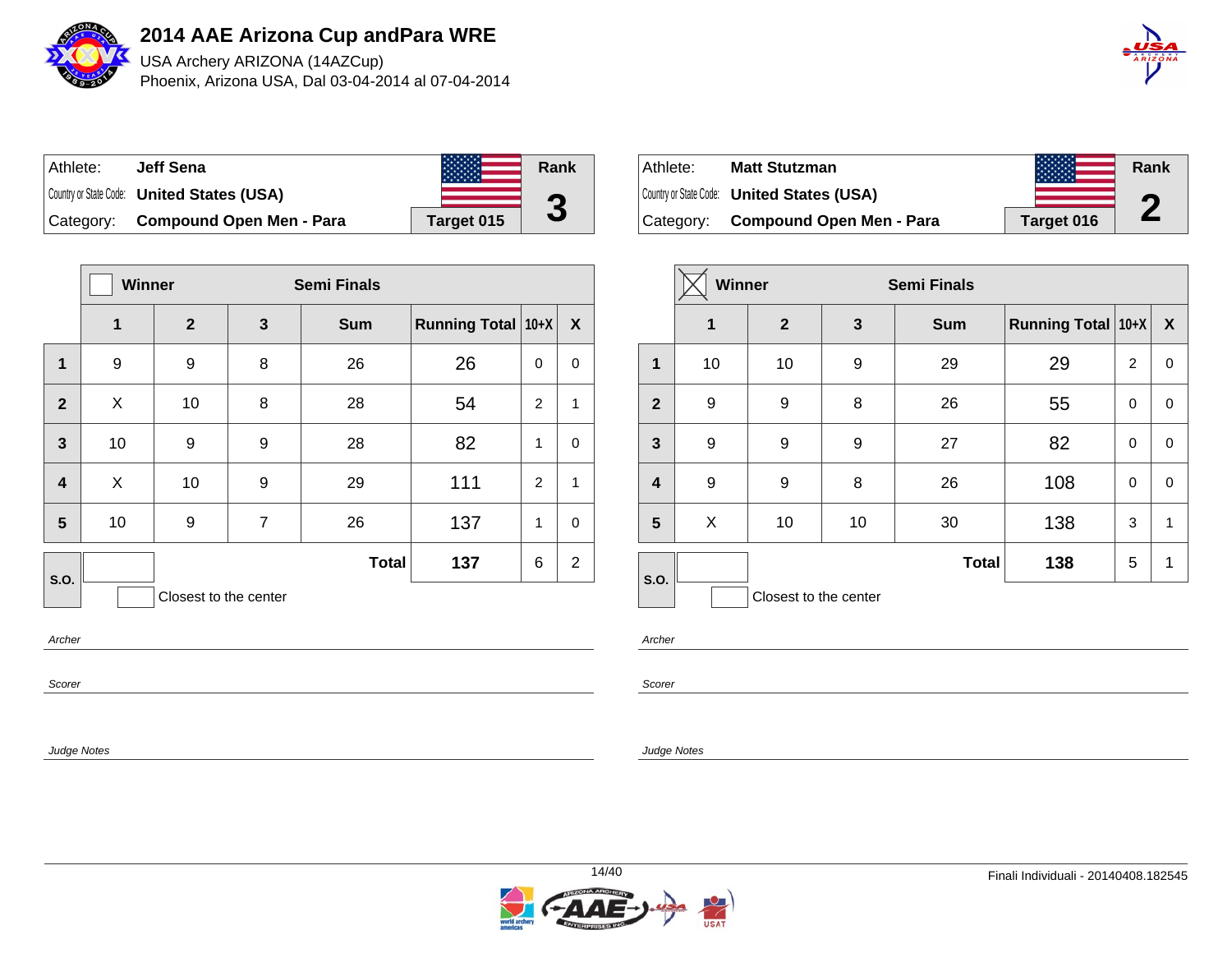# 2014 AAE Arizona Cup andPara WRE

USA Archery ARIZONA (14AZCup)

Phoenix, Arizona USA, Dal 03-04-2014 al 07-04-2014

| Athlete: | Jeff Sena | | Rank |
|---|---|---|---|
| Country or State Code: | United States (USA) | | 3 |
| Category: | Compound Open Men - Para | Target 015 | |

Winner: ☐ — Semi Finals

| | 1 | 2 | 3 | Sum | Running Total | 10+X | X |
|---|---|---|---|---|---|---|---|
| 1 | 9 | 9 | 8 | 26 | 26 | 0 | 0 |
| 2 | X | 10 | 8 | 28 | 54 | 2 | 1 |
| 3 | 10 | 9 | 9 | 28 | 82 | 1 | 0 |
| 4 | X | 10 | 9 | 29 | 111 | 2 | 1 |
| 5 | 10 | 9 | 7 | 26 | 137 | 1 | 0 |
| S.O. | | | | Total | 137 | 6 | 2 |

☐ Closest to the center

*Archer*

*Scorer*

*Judge Notes*

| Athlete: | Matt Stutzman | | Rank |
|---|---|---|---|
| Country or State Code: | United States (USA) | | 2 |
| Category: | Compound Open Men - Para | Target 016 | |

Winner: ☒ — Semi Finals

| | 1 | 2 | 3 | Sum | Running Total | 10+X | X |
|---|---|---|---|---|---|---|---|
| 1 | 10 | 10 | 9 | 29 | 29 | 2 | 0 |
| 2 | 9 | 9 | 8 | 26 | 55 | 0 | 0 |
| 3 | 9 | 9 | 9 | 27 | 82 | 0 | 0 |
| 4 | 9 | 9 | 8 | 26 | 108 | 0 | 0 |
| 5 | X | 10 | 10 | 30 | 138 | 3 | 1 |
| S.O. | | | | Total | 138 | 5 | 1 |

☐ Closest to the center

*Archer*

*Scorer*

*Judge Notes*

Finali Individuali - 20140408.182545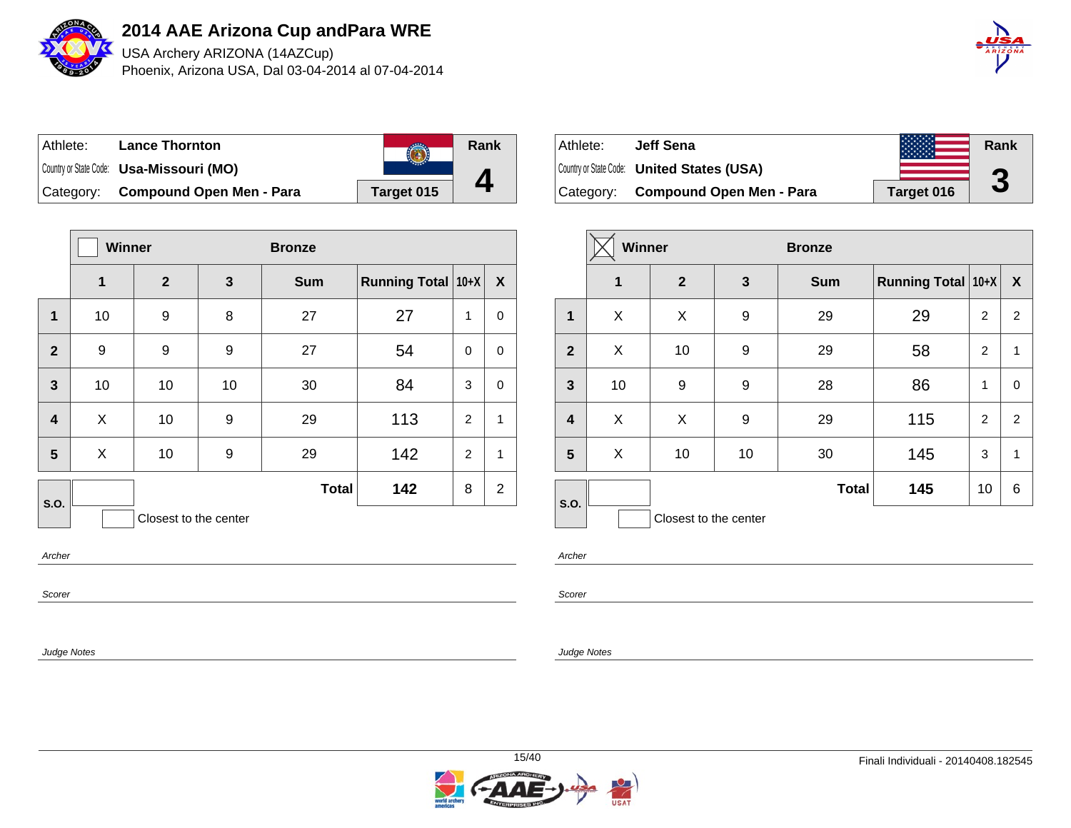# 2014 AAE Arizona Cup andPara WRE

USA Archery ARIZONA (14AZCup)
Phoenix, Arizona USA, Dal 03-04-2014 al 07-04-2014

| Athlete: | Lance Thornton | Rank |
|---|---|---|
| Country or State Code: | Usa-Missouri (MO) | 4 |
| Category: | Compound Open Men - Para | Target 015 |

| | Winner ☐ | | Bronze | | | | |
|---|---|---|---|---|---|---|---|
| | 1 | 2 | 3 | Sum | Running Total | 10+X | X |
| 1 | 10 | 9 | 8 | 27 | 27 | 1 | 0 |
| 2 | 9 | 9 | 9 | 27 | 54 | 0 | 0 |
| 3 | 10 | 10 | 10 | 30 | 84 | 3 | 0 |
| 4 | X | 10 | 9 | 29 | 113 | 2 | 1 |
| 5 | X | 10 | 9 | 29 | 142 | 2 | 1 |
| S.O. | | | | Total | 142 | 8 | 2 |

☐ Closest to the center

*Archer*

*Scorer*

*Judge Notes*

| Athlete: | Jeff Sena | Rank |
|---|---|---|
| Country or State Code: | United States (USA) | 3 |
| Category: | Compound Open Men - Para | Target 016 |

| | Winner ☒ | | Bronze | | | | |
|---|---|---|---|---|---|---|---|
| | 1 | 2 | 3 | Sum | Running Total | 10+X | X |
| 1 | X | X | 9 | 29 | 29 | 2 | 2 |
| 2 | X | 10 | 9 | 29 | 58 | 2 | 1 |
| 3 | 10 | 9 | 9 | 28 | 86 | 1 | 0 |
| 4 | X | X | 9 | 29 | 115 | 2 | 2 |
| 5 | X | 10 | 10 | 30 | 145 | 3 | 1 |
| S.O. | | | | Total | 145 | 10 | 6 |

☐ Closest to the center

*Archer*

*Scorer*

*Judge Notes*

Finali Individuali - 20140408.182545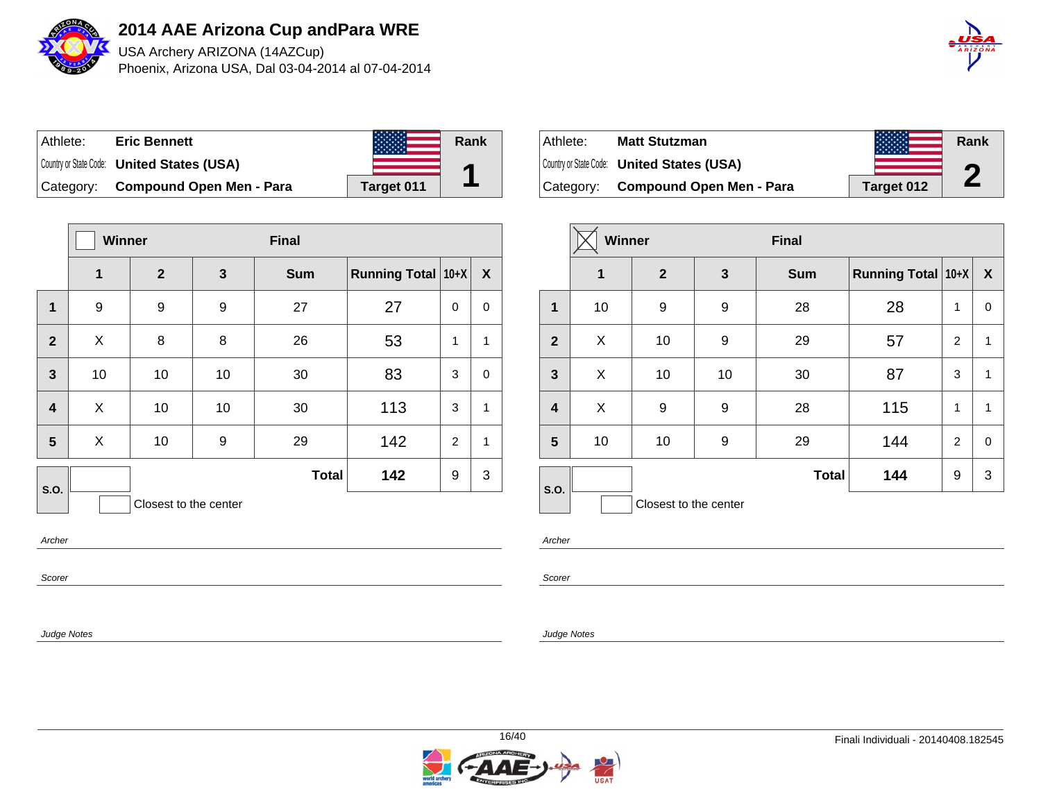# 2014 AAE Arizona Cup andPara WRE

USA Archery ARIZONA (14AZCup)

Phoenix, Arizona USA, Dal 03-04-2014 al 07-04-2014

| Athlete: | Eric Bennett | Rank |
|---|---|---|
| Country or State Code: | United States (USA) | 1 |
| Category: | Compound Open Men - Para | Target 011 |

| | Winner ☐ | | Final | | | | |
|---|---|---|---|---|---|---|---|
| | 1 | 2 | 3 | Sum | Running Total | 10+X | X |
| 1 | 9 | 9 | 9 | 27 | 27 | 0 | 0 |
| 2 | X | 8 | 8 | 26 | 53 | 1 | 1 |
| 3 | 10 | 10 | 10 | 30 | 83 | 3 | 0 |
| 4 | X | 10 | 10 | 30 | 113 | 3 | 1 |
| 5 | X | 10 | 9 | 29 | 142 | 2 | 1 |
| S.O. | | | | Total | 142 | 9 | 3 |

☐ Closest to the center

*Archer*

*Scorer*

*Judge Notes*

| Athlete: | Matt Stutzman | Rank |
|---|---|---|
| Country or State Code: | United States (USA) | 2 |
| Category: | Compound Open Men - Para | Target 012 |

| | Winner ☒ | | Final | | | | |
|---|---|---|---|---|---|---|---|
| | 1 | 2 | 3 | Sum | Running Total | 10+X | X |
| 1 | 10 | 9 | 9 | 28 | 28 | 1 | 0 |
| 2 | X | 10 | 9 | 29 | 57 | 2 | 1 |
| 3 | X | 10 | 10 | 30 | 87 | 3 | 1 |
| 4 | X | 9 | 9 | 28 | 115 | 1 | 1 |
| 5 | 10 | 10 | 9 | 29 | 144 | 2 | 0 |
| S.O. | | | | Total | 144 | 9 | 3 |

☐ Closest to the center

*Archer*

*Scorer*

*Judge Notes*

Finali Individuali - 20140408.182545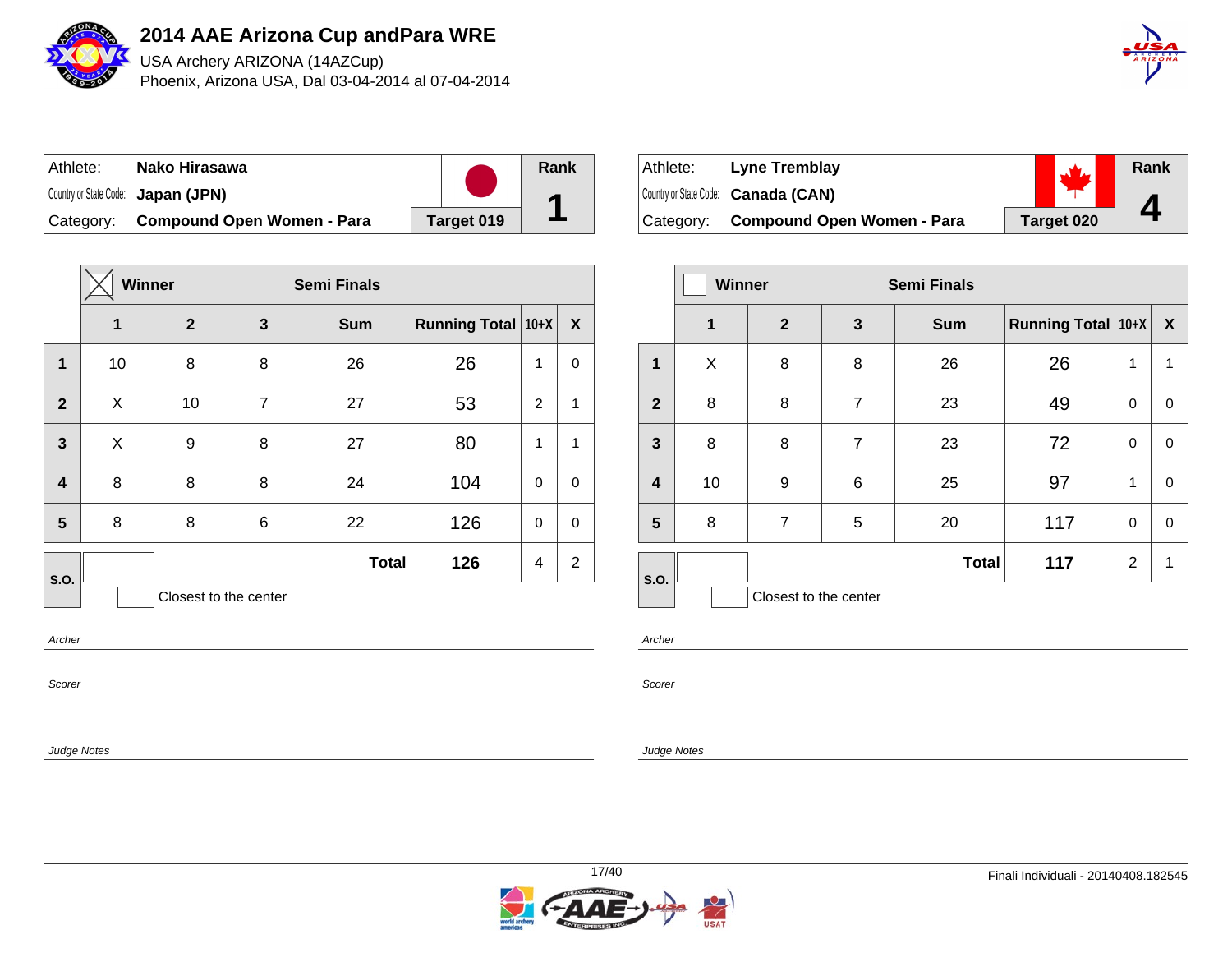# 2014 AAE Arizona Cup andPara WRE

USA Archery ARIZONA (14AZCup)

Phoenix, Arizona USA, Dal 03-04-2014 al 07-04-2014

| Athlete: | Nako Hirasawa | | Rank |
|---|---|---|---|
| Country or State Code: | Japan (JPN) | | 1 |
| Category: | Compound Open Women - Para | Target 019 | |

| | ☒ Winner | | Semi Finals | | | | |
|---|---|---|---|---|---|---|---|
| | 1 | 2 | 3 | Sum | Running Total | 10+X | X |
| 1 | 10 | 8 | 8 | 26 | 26 | 1 | 0 |
| 2 | X | 10 | 7 | 27 | 53 | 2 | 1 |
| 3 | X | 9 | 8 | 27 | 80 | 1 | 1 |
| 4 | 8 | 8 | 8 | 24 | 104 | 0 | 0 |
| 5 | 8 | 8 | 6 | 22 | 126 | 0 | 0 |
| S.O. | | | | Total | 126 | 4 | 2 |

☐ Closest to the center

*Archer*

*Scorer*

*Judge Notes*

| Athlete: | Lyne Tremblay | | Rank |
|---|---|---|---|
| Country or State Code: | Canada (CAN) | | 4 |
| Category: | Compound Open Women - Para | Target 020 | |

| | ☐ Winner | | Semi Finals | | | | |
|---|---|---|---|---|---|---|---|
| | 1 | 2 | 3 | Sum | Running Total | 10+X | X |
| 1 | X | 8 | 8 | 26 | 26 | 1 | 1 |
| 2 | 8 | 8 | 7 | 23 | 49 | 0 | 0 |
| 3 | 8 | 8 | 7 | 23 | 72 | 0 | 0 |
| 4 | 10 | 9 | 6 | 25 | 97 | 1 | 0 |
| 5 | 8 | 7 | 5 | 20 | 117 | 0 | 0 |
| S.O. | | | | Total | 117 | 2 | 1 |

☐ Closest to the center

*Archer*

*Scorer*

*Judge Notes*

Finali Individuali - 20140408.182545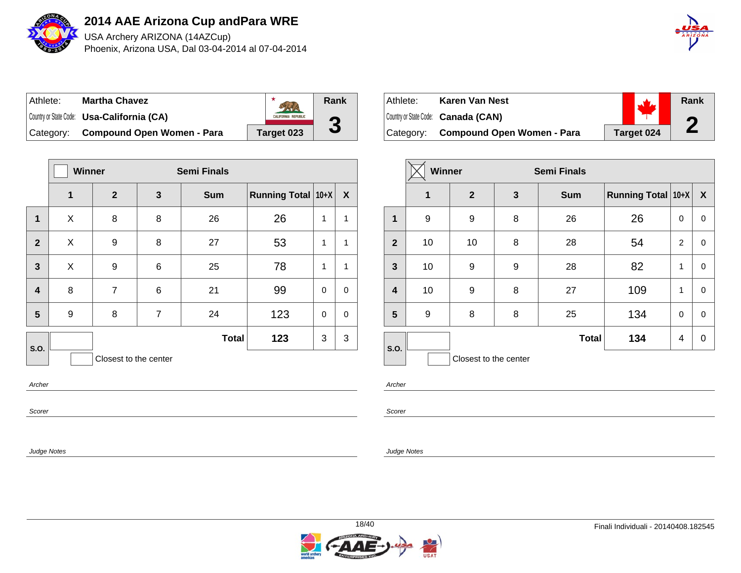# 2014 AAE Arizona Cup andPara WRE

USA Archery ARIZONA (14AZCup)

Phoenix, Arizona USA, Dal 03-04-2014 al 07-04-2014

| Athlete: | Martha Chavez | Rank |
|---|---|---|
| Country or State Code: | Usa-California (CA) | 3 |
| Category: | Compound Open Women - Para | Target 023 |

| | Winner | | Semi Finals | | | | |
|---|---|---|---|---|---|---|---|
| | 1 | 2 | 3 | Sum | Running Total | 10+X | X |
| 1 | X | 8 | 8 | 26 | 26 | 1 | 1 |
| 2 | X | 9 | 8 | 27 | 53 | 1 | 1 |
| 3 | X | 9 | 6 | 25 | 78 | 1 | 1 |
| 4 | 8 | 7 | 6 | 21 | 99 | 0 | 0 |
| 5 | 9 | 8 | 7 | 24 | 123 | 0 | 0 |
| S.O. | | | | Total | 123 | 3 | 3 |

Closest to the center

Archer

Scorer

Judge Notes

| Athlete: | Karen Van Nest | Rank |
|---|---|---|
| Country or State Code: | Canada (CAN) | 2 |
| Category: | Compound Open Women - Para | Target 024 |

| | Winner ☒ | | Semi Finals | | | | |
|---|---|---|---|---|---|---|---|
| | 1 | 2 | 3 | Sum | Running Total | 10+X | X |
| 1 | 9 | 9 | 8 | 26 | 26 | 0 | 0 |
| 2 | 10 | 10 | 8 | 28 | 54 | 2 | 0 |
| 3 | 10 | 9 | 9 | 28 | 82 | 1 | 0 |
| 4 | 10 | 9 | 8 | 27 | 109 | 1 | 0 |
| 5 | 9 | 8 | 8 | 25 | 134 | 0 | 0 |
| S.O. | | | | Total | 134 | 4 | 0 |

Closest to the center

Archer

Scorer

Judge Notes

Finali Individuali - 20140408.182545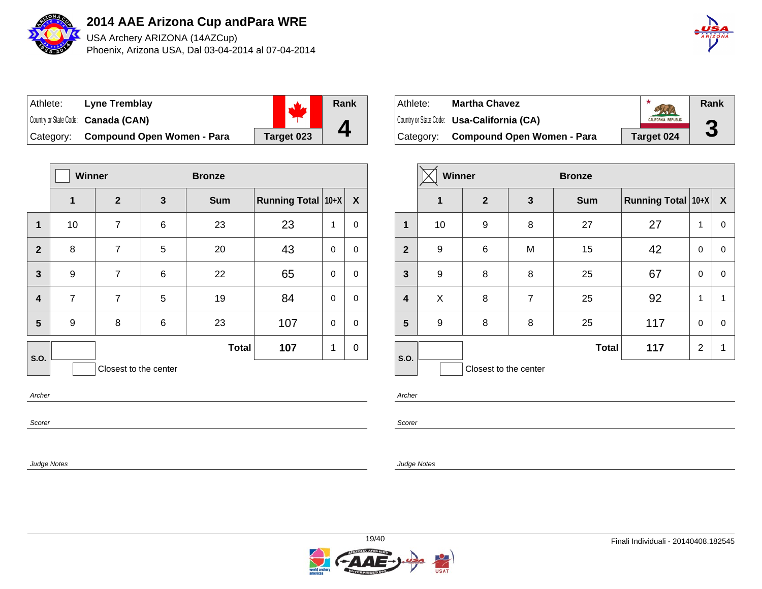# 2014 AAE Arizona Cup andPara WRE

USA Archery ARIZONA (14AZCup)

Phoenix, Arizona USA, Dal 03-04-2014 al 07-04-2014

| Athlete: | Lyne Tremblay | Rank |
|---|---|---|
| Country or State Code: | Canada (CAN) | 4 |
| Category: | Compound Open Women - Para | Target 023 |

| | Winner | | Bronze | | | | |
|---|---|---|---|---|---|---|---|
| | 1 | 2 | 3 | Sum | Running Total | 10+X | X |
| 1 | 10 | 7 | 6 | 23 | 23 | 1 | 0 |
| 2 | 8 | 7 | 5 | 20 | 43 | 0 | 0 |
| 3 | 9 | 7 | 6 | 22 | 65 | 0 | 0 |
| 4 | 7 | 7 | 5 | 19 | 84 | 0 | 0 |
| 5 | 9 | 8 | 6 | 23 | 107 | 0 | 0 |
| S.O. | | | | Total | 107 | 1 | 0 |

Closest to the center

*Archer*

*Scorer*

*Judge Notes*

| Athlete: | Martha Chavez | Rank |
|---|---|---|
| Country or State Code: | Usa-California (CA) | 3 |
| Category: | Compound Open Women - Para | Target 024 |

| | Winner ☒ | | Bronze | | | | |
|---|---|---|---|---|---|---|---|
| | 1 | 2 | 3 | Sum | Running Total | 10+X | X |
| 1 | 10 | 9 | 8 | 27 | 27 | 1 | 0 |
| 2 | 9 | 6 | M | 15 | 42 | 0 | 0 |
| 3 | 9 | 8 | 8 | 25 | 67 | 0 | 0 |
| 4 | X | 8 | 7 | 25 | 92 | 1 | 1 |
| 5 | 9 | 8 | 8 | 25 | 117 | 0 | 0 |
| S.O. | | | | Total | 117 | 2 | 1 |

Closest to the center

*Archer*

*Scorer*

*Judge Notes*

Finali Individuali - 20140408.182545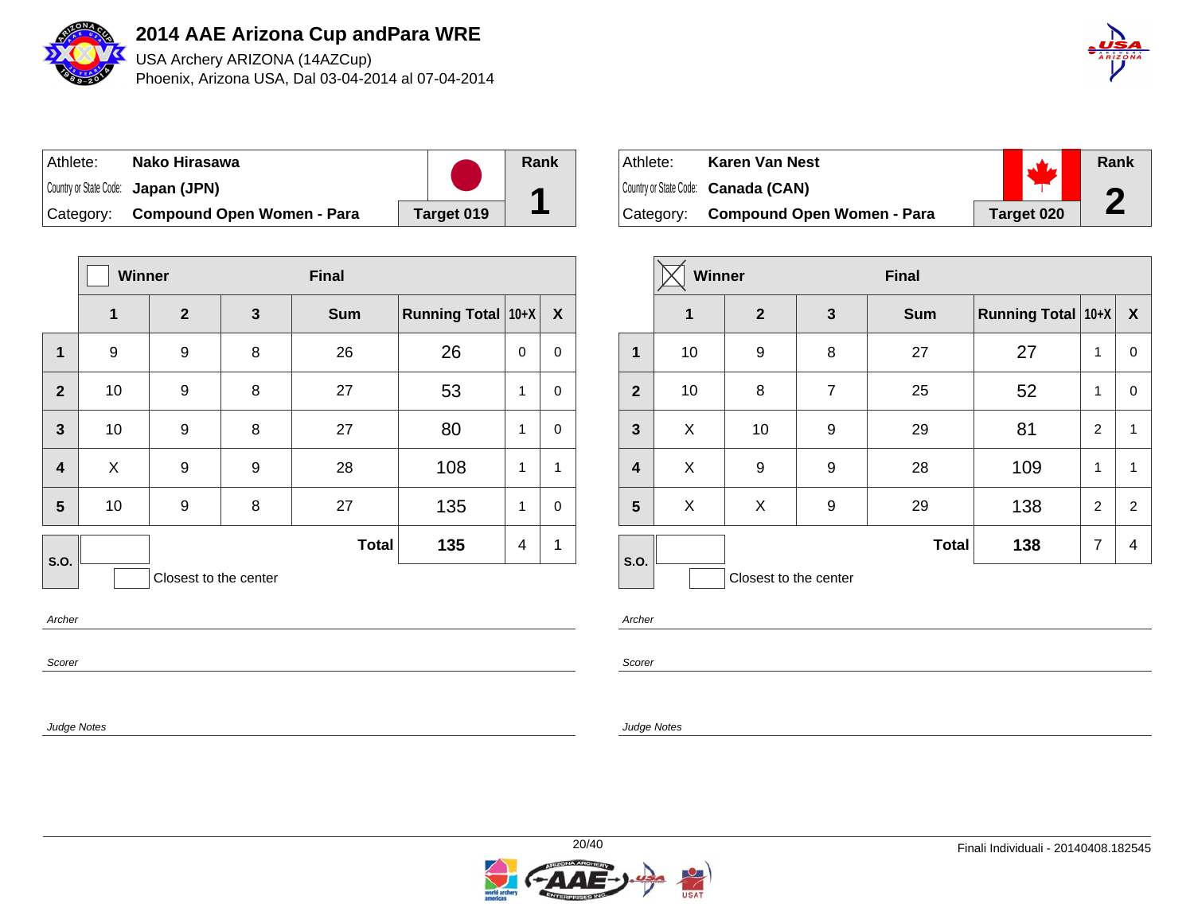# 2014 AAE Arizona Cup andPara WRE

USA Archery ARIZONA (14AZCup)

Phoenix, Arizona USA, Dal 03-04-2014 al 07-04-2014

| Athlete: | **Nako Hirasawa** | Rank |
|---|---|---|
| Country or State Code: | **Japan (JPN)** | **1** |
| Category: | **Compound Open Women - Para** | **Target 019** |

| | Winner | | Final | | | |
|---|---|---|---|---|---|---|
| | **1** | **2** | **3** | **Sum** | **Running Total** | **10+X** | **X** |
| **1** | 9 | 9 | 8 | 26 | 26 | 0 | 0 |
| **2** | 10 | 9 | 8 | 27 | 53 | 1 | 0 |
| **3** | 10 | 9 | 8 | 27 | 80 | 1 | 0 |
| **4** | X | 9 | 9 | 28 | 108 | 1 | 1 |
| **5** | 10 | 9 | 8 | 27 | 135 | 1 | 0 |
| **S.O.** | | | | **Total** | **135** | 4 | 1 |

Closest to the center

*Archer*

*Scorer*

*Judge Notes*

| Athlete: | **Karen Van Nest** | Rank |
|---|---|---|
| Country or State Code: | **Canada (CAN)** | **2** |
| Category: | **Compound Open Women - Para** | **Target 020** |

| | Winner ☒ | | Final | | | |
|---|---|---|---|---|---|---|
| | **1** | **2** | **3** | **Sum** | **Running Total** | **10+X** | **X** |
| **1** | 10 | 9 | 8 | 27 | 27 | 1 | 0 |
| **2** | 10 | 8 | 7 | 25 | 52 | 1 | 0 |
| **3** | X | 10 | 9 | 29 | 81 | 2 | 1 |
| **4** | X | 9 | 9 | 28 | 109 | 1 | 1 |
| **5** | X | X | 9 | 29 | 138 | 2 | 2 |
| **S.O.** | | | | **Total** | **138** | 7 | 4 |

Closest to the center

*Archer*

*Scorer*

*Judge Notes*

Finali Individuali - 20140408.182545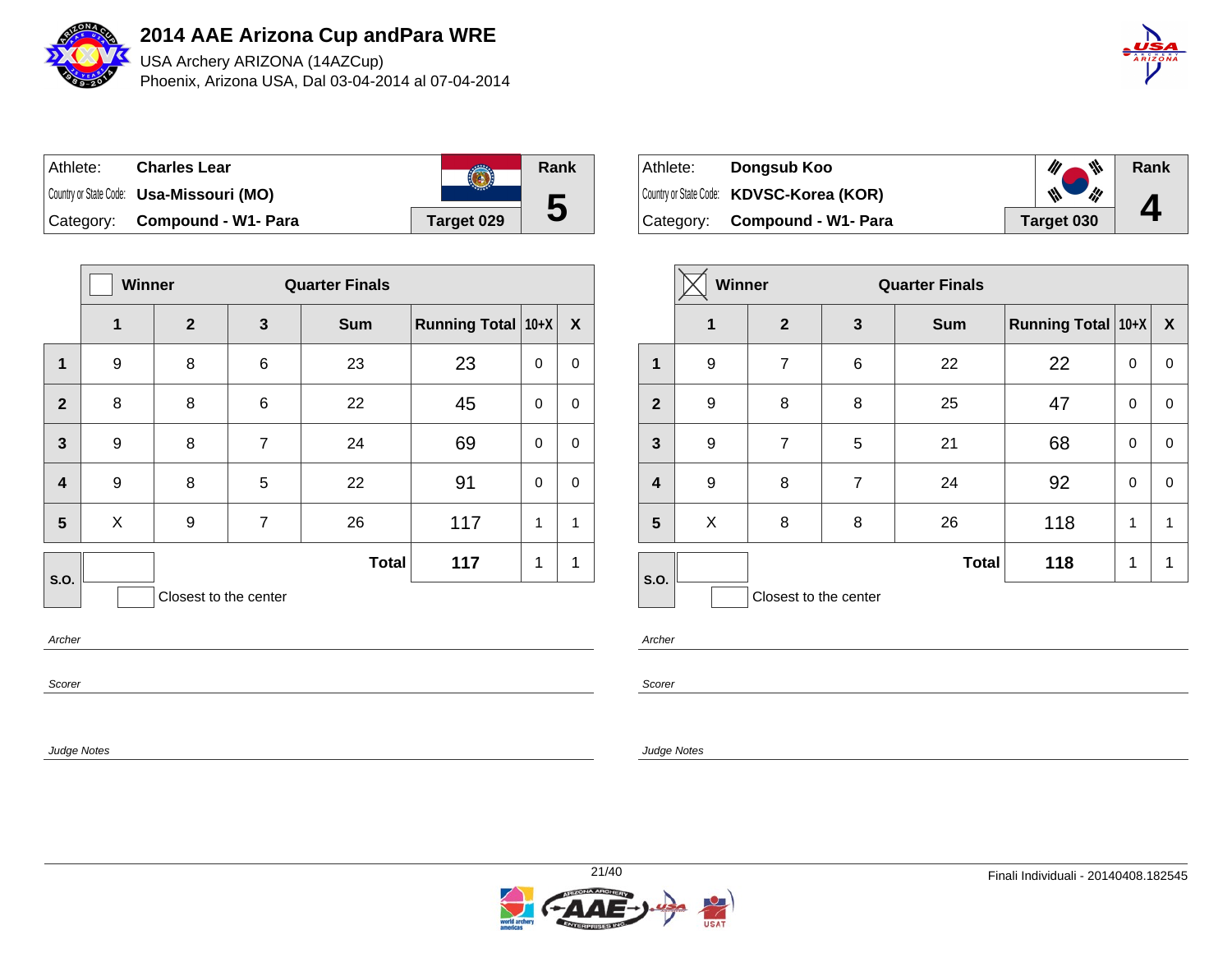# 2014 AAE Arizona Cup andPara WRE

USA Archery ARIZONA (14AZCup)

Phoenix, Arizona USA, Dal 03-04-2014 al 07-04-2014

| Athlete: | Charles Lear | Rank |
|---|---|---|
| Country or State Code: | Usa-Missouri (MO) | 5 |
| Category: | Compound - W1- Para | Target 029 |

| | Winner | | Quarter Finals | | | | |
|---|---|---|---|---|---|---|---|
| | 1 | 2 | 3 | Sum | Running Total | 10+X | X |
| 1 | 9 | 8 | 6 | 23 | 23 | 0 | 0 |
| 2 | 8 | 8 | 6 | 22 | 45 | 0 | 0 |
| 3 | 9 | 8 | 7 | 24 | 69 | 0 | 0 |
| 4 | 9 | 8 | 5 | 22 | 91 | 0 | 0 |
| 5 | X | 9 | 7 | 26 | 117 | 1 | 1 |
| S.O. | | | | Total | 117 | 1 | 1 |

Closest to the center

*Archer*

*Scorer*

*Judge Notes*

| Athlete: | Dongsub Koo | Rank |
|---|---|---|
| Country or State Code: | KDVSC-Korea (KOR) | 4 |
| Category: | Compound - W1- Para | Target 030 |

| | Winner ☒ | | Quarter Finals | | | | |
|---|---|---|---|---|---|---|---|
| | 1 | 2 | 3 | Sum | Running Total | 10+X | X |
| 1 | 9 | 7 | 6 | 22 | 22 | 0 | 0 |
| 2 | 9 | 8 | 8 | 25 | 47 | 0 | 0 |
| 3 | 9 | 7 | 5 | 21 | 68 | 0 | 0 |
| 4 | 9 | 8 | 7 | 24 | 92 | 0 | 0 |
| 5 | X | 8 | 8 | 26 | 118 | 1 | 1 |
| S.O. | | | | Total | 118 | 1 | 1 |

Closest to the center

*Archer*

*Scorer*

*Judge Notes*

Finali Individuali - 20140408.182545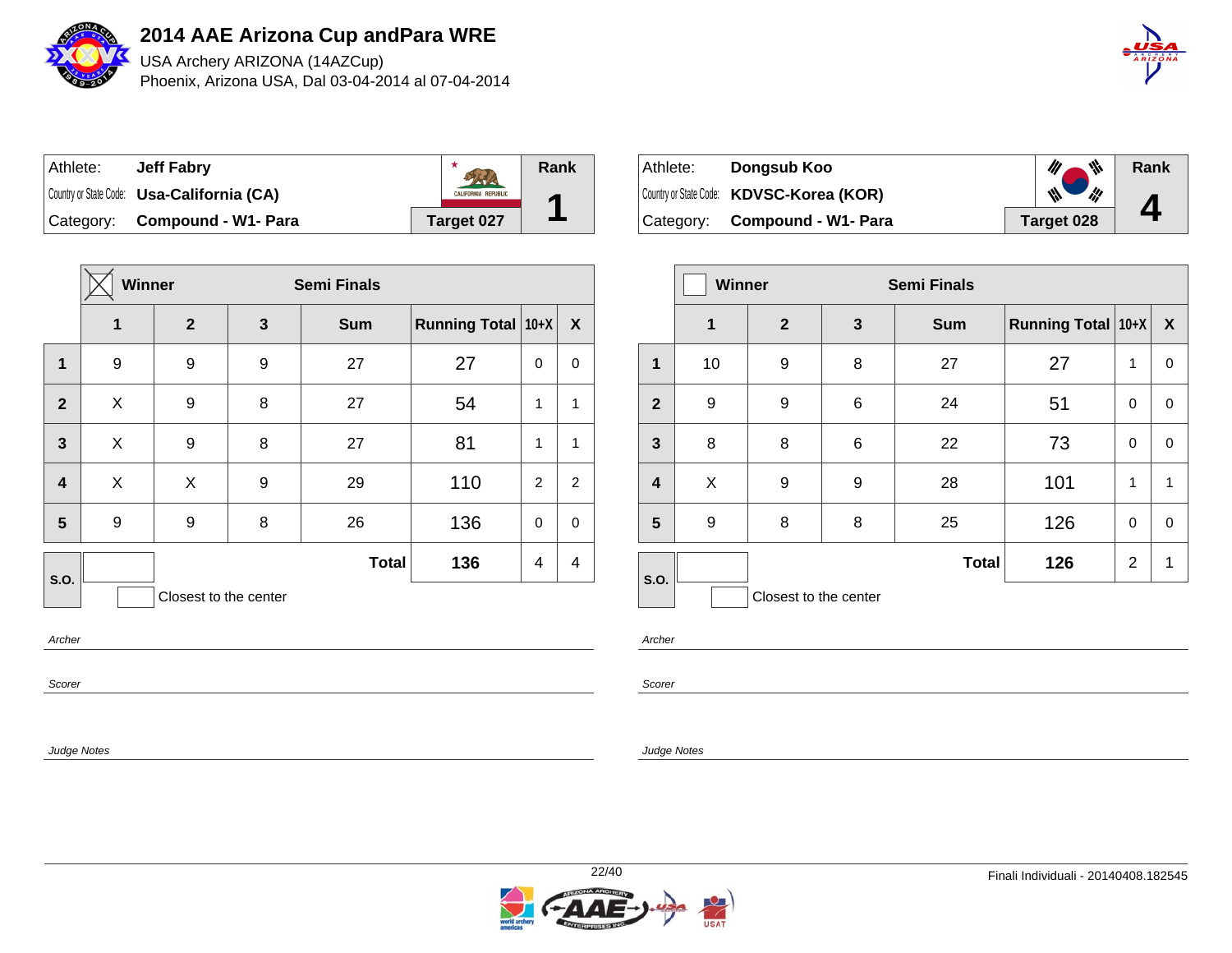# 2014 AAE Arizona Cup andPara WRE

USA Archery ARIZONA (14AZCup)

Phoenix, Arizona USA, Dal 03-04-2014 al 07-04-2014

| Athlete: | Jeff Fabry | Rank |
|---|---|---|
| Country or State Code: | Usa-California (CA) | 1 |
| Category: | Compound - W1- Para | Target 027 |

| | ☒ Winner | | Semi Finals | | | | |
|---|---|---|---|---|---|---|---|
| | 1 | 2 | 3 | Sum | Running Total | 10+X | X |
| 1 | 9 | 9 | 9 | 27 | 27 | 0 | 0 |
| 2 | X | 9 | 8 | 27 | 54 | 1 | 1 |
| 3 | X | 9 | 8 | 27 | 81 | 1 | 1 |
| 4 | X | X | 9 | 29 | 110 | 2 | 2 |
| 5 | 9 | 9 | 8 | 26 | 136 | 0 | 0 |
| S.O. | | | | Total | 136 | 4 | 4 |

Closest to the center

*Archer*

*Scorer*

*Judge Notes*

| Athlete: | Dongsub Koo | Rank |
|---|---|---|
| Country or State Code: | KDVSC-Korea (KOR) | 4 |
| Category: | Compound - W1- Para | Target 028 |

| | ☐ Winner | | Semi Finals | | | | |
|---|---|---|---|---|---|---|---|
| | 1 | 2 | 3 | Sum | Running Total | 10+X | X |
| 1 | 10 | 9 | 8 | 27 | 27 | 1 | 0 |
| 2 | 9 | 9 | 6 | 24 | 51 | 0 | 0 |
| 3 | 8 | 8 | 6 | 22 | 73 | 0 | 0 |
| 4 | X | 9 | 9 | 28 | 101 | 1 | 1 |
| 5 | 9 | 8 | 8 | 25 | 126 | 0 | 0 |
| S.O. | | | | Total | 126 | 2 | 1 |

Closest to the center

*Archer*

*Scorer*

*Judge Notes*

Finali Individuali - 20140408.182545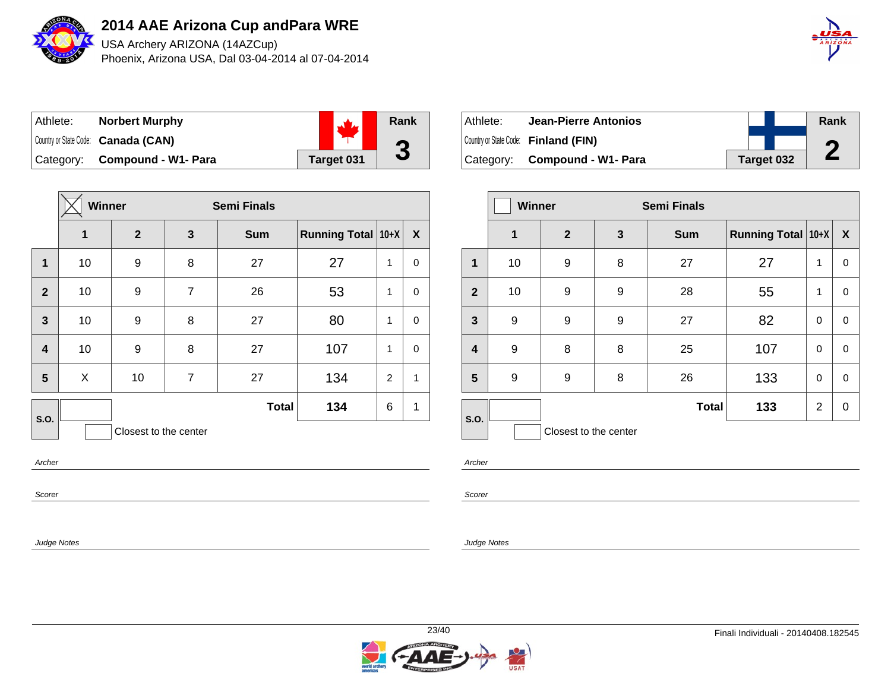# 2014 AAE Arizona Cup andPara WRE

USA Archery ARIZONA (14AZCup)

Phoenix, Arizona USA, Dal 03-04-2014 al 07-04-2014

| Athlete: | **Norbert Murphy** | Rank |
|---|---|---|
| Country or State Code: | **Canada (CAN)** | **3** |
| Category: | **Compound - W1- Para** | **Target 031** |

| | ☒ Winner | | Semi Finals | | | | |
|---|---|---|---|---|---|---|---|
| | **1** | **2** | **3** | **Sum** | **Running Total** | **10+X** | **X** |
| **1** | 10 | 9 | 8 | 27 | 27 | 1 | 0 |
| **2** | 10 | 9 | 7 | 26 | 53 | 1 | 0 |
| **3** | 10 | 9 | 8 | 27 | 80 | 1 | 0 |
| **4** | 10 | 9 | 8 | 27 | 107 | 1 | 0 |
| **5** | X | 10 | 7 | 27 | 134 | 2 | 1 |
| **S.O.** | | | | **Total** | **134** | 6 | 1 |

Closest to the center

*Archer*

*Scorer*

*Judge Notes*

| Athlete: | **Jean-Pierre Antonios** | Rank |
|---|---|---|
| Country or State Code: | **Finland (FIN)** | **2** |
| Category: | **Compound - W1- Para** | **Target 032** |

| | ☐ Winner | | Semi Finals | | | | |
|---|---|---|---|---|---|---|---|
| | **1** | **2** | **3** | **Sum** | **Running Total** | **10+X** | **X** |
| **1** | 10 | 9 | 8 | 27 | 27 | 1 | 0 |
| **2** | 10 | 9 | 9 | 28 | 55 | 1 | 0 |
| **3** | 9 | 9 | 9 | 27 | 82 | 0 | 0 |
| **4** | 9 | 8 | 8 | 25 | 107 | 0 | 0 |
| **5** | 9 | 9 | 8 | 26 | 133 | 0 | 0 |
| **S.O.** | | | | **Total** | **133** | 2 | 0 |

Closest to the center

*Archer*

*Scorer*

*Judge Notes*

Finali Individuali - 20140408.182545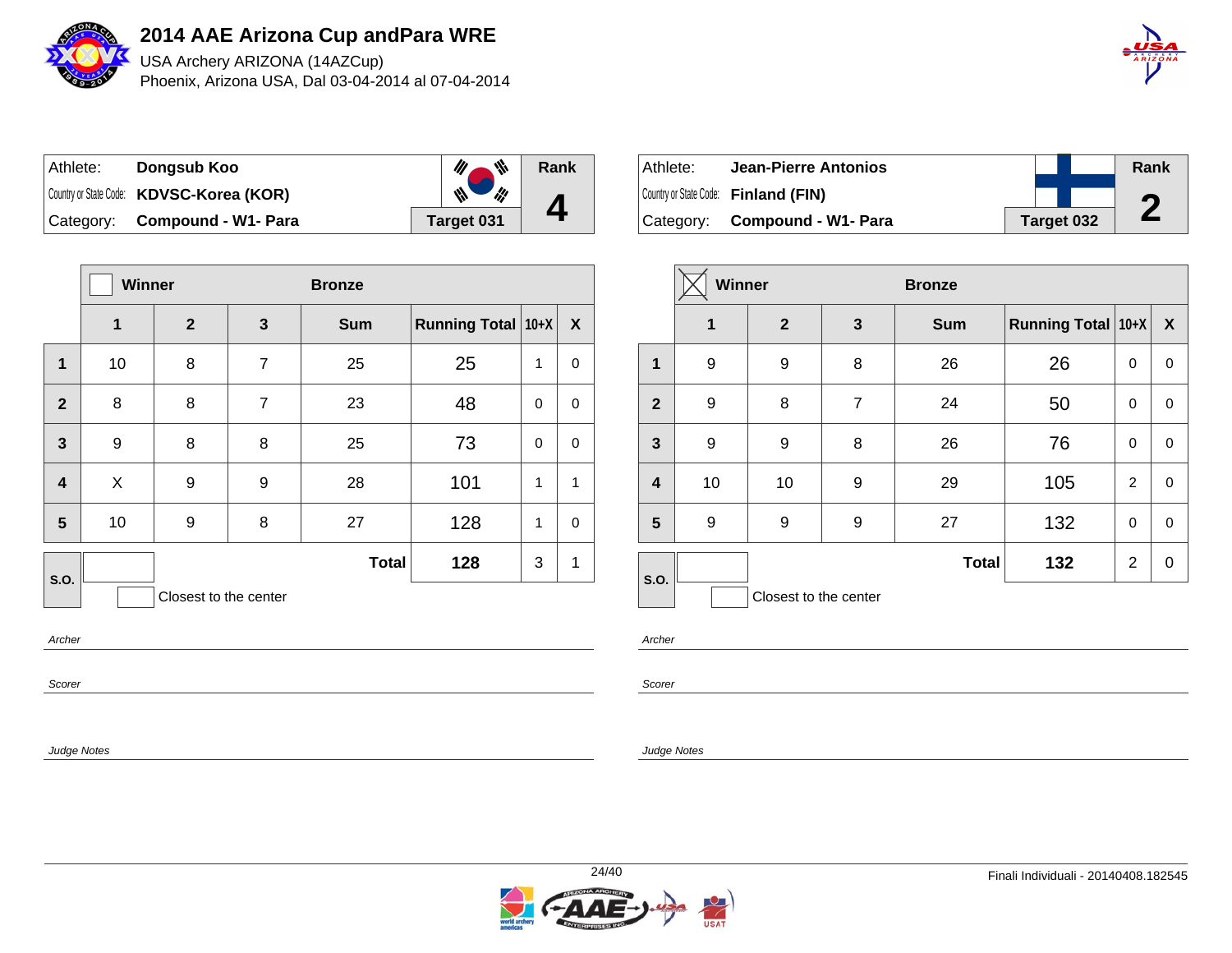# 2014 AAE Arizona Cup andPara WRE

USA Archery ARIZONA (14AZCup)

Phoenix, Arizona USA, Dal 03-04-2014 al 07-04-2014

| Athlete: | Dongsub Koo | Rank |
|---|---|---|
| Country or State Code: | KDVSC-Korea (KOR) | 4 |
| Category: | Compound - W1- Para | Target 031 |

| | Winner | | | Bronze | | | |
|---|---|---|---|---|---|---|---|
| | 1 | 2 | 3 | Sum | Running Total | 10+X | X |
| 1 | 10 | 8 | 7 | 25 | 25 | 1 | 0 |
| 2 | 8 | 8 | 7 | 23 | 48 | 0 | 0 |
| 3 | 9 | 8 | 8 | 25 | 73 | 0 | 0 |
| 4 | X | 9 | 9 | 28 | 101 | 1 | 1 |
| 5 | 10 | 9 | 8 | 27 | 128 | 1 | 0 |
| S.O. | | | | Total | 128 | 3 | 1 |

Closest to the center

*Archer*

*Scorer*

*Judge Notes*

| Athlete: | Jean-Pierre Antonios | Rank |
|---|---|---|
| Country or State Code: | Finland (FIN) | 2 |
| Category: | Compound - W1- Para | Target 032 |

| | Winner ☒ | | | Bronze | | | |
|---|---|---|---|---|---|---|---|
| | 1 | 2 | 3 | Sum | Running Total | 10+X | X |
| 1 | 9 | 9 | 8 | 26 | 26 | 0 | 0 |
| 2 | 9 | 8 | 7 | 24 | 50 | 0 | 0 |
| 3 | 9 | 9 | 8 | 26 | 76 | 0 | 0 |
| 4 | 10 | 10 | 9 | 29 | 105 | 2 | 0 |
| 5 | 9 | 9 | 9 | 27 | 132 | 0 | 0 |
| S.O. | | | | Total | 132 | 2 | 0 |

Closest to the center

*Archer*

*Scorer*

*Judge Notes*

Finali Individuali - 20140408.182545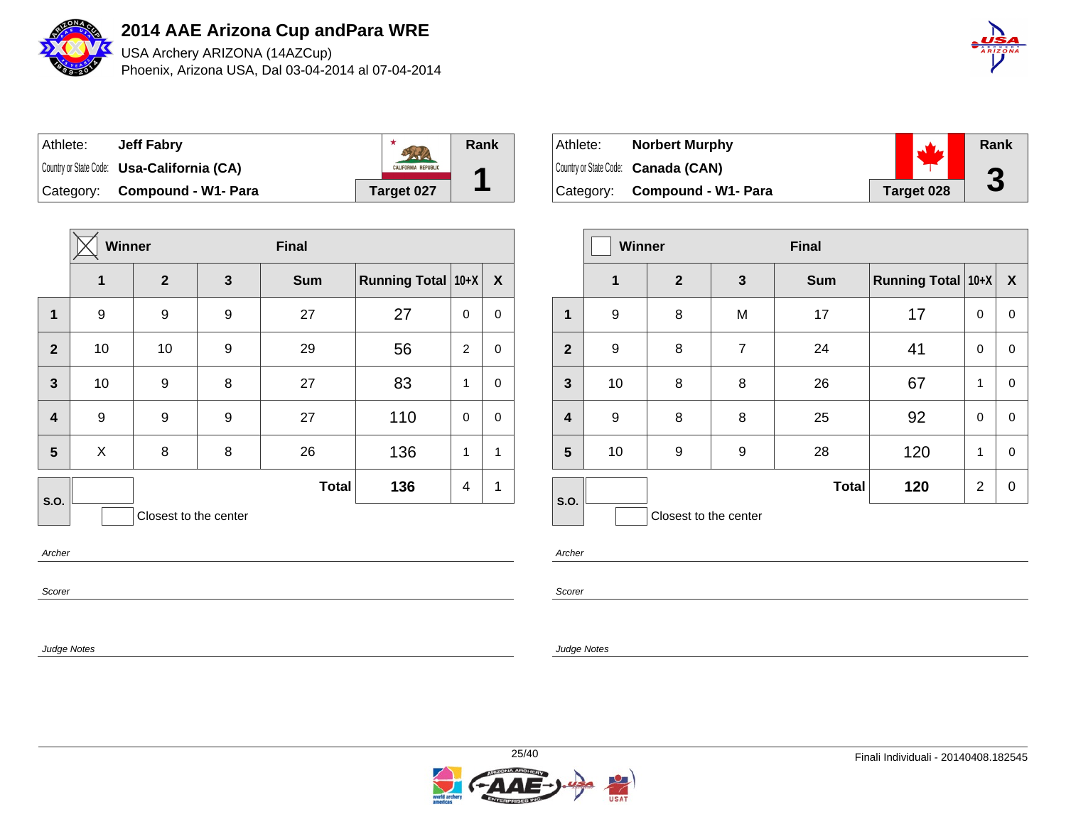# 2014 AAE Arizona Cup andPara WRE

USA Archery ARIZONA (14AZCup)

Phoenix, Arizona USA, Dal 03-04-2014 al 07-04-2014

| Athlete: | Jeff Fabry | Rank |
|---|---|---|
| Country or State Code: | Usa-California (CA) | 1 |
| Category: | Compound - W1- Para | Target 027 |

| | Winner (X) | | | Final | | | |
|---|---|---|---|---|---|---|---|
| | 1 | 2 | 3 | Sum | Running Total | 10+X | X |
| 1 | 9 | 9 | 9 | 27 | 27 | 0 | 0 |
| 2 | 10 | 10 | 9 | 29 | 56 | 2 | 0 |
| 3 | 10 | 9 | 8 | 27 | 83 | 1 | 0 |
| 4 | 9 | 9 | 9 | 27 | 110 | 0 | 0 |
| 5 | X | 8 | 8 | 26 | 136 | 1 | 1 |
| S.O. | | | | Total | 136 | 4 | 1 |

Closest to the center

*Archer*

*Scorer*

*Judge Notes*

| Athlete: | Norbert Murphy | Rank |
|---|---|---|
| Country or State Code: | Canada (CAN) | 3 |
| Category: | Compound - W1- Para | Target 028 |

| | Winner | | | Final | | | |
|---|---|---|---|---|---|---|---|
| | 1 | 2 | 3 | Sum | Running Total | 10+X | X |
| 1 | 9 | 8 | M | 17 | 17 | 0 | 0 |
| 2 | 9 | 8 | 7 | 24 | 41 | 0 | 0 |
| 3 | 10 | 8 | 8 | 26 | 67 | 1 | 0 |
| 4 | 9 | 8 | 8 | 25 | 92 | 0 | 0 |
| 5 | 10 | 9 | 9 | 28 | 120 | 1 | 0 |
| S.O. | | | | Total | 120 | 2 | 0 |

Closest to the center

*Archer*

*Scorer*

*Judge Notes*

Finali Individuali - 20140408.182545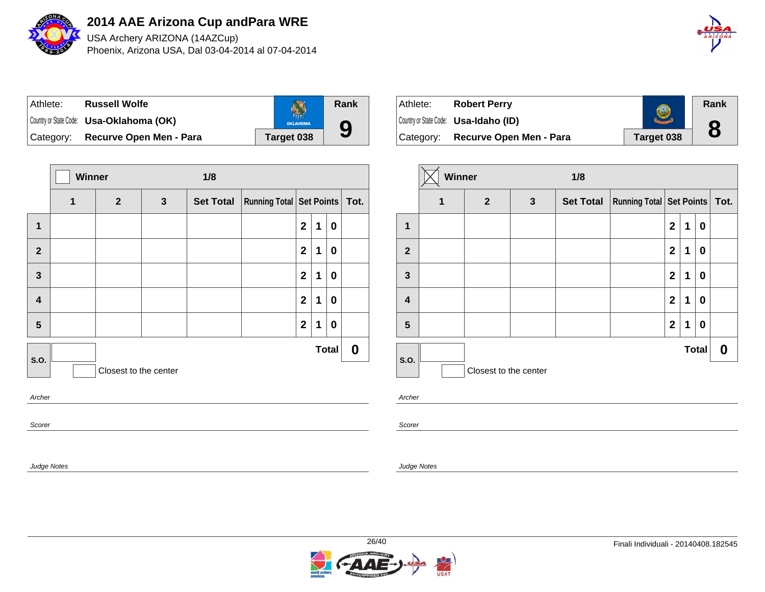# 2014 AAE Arizona Cup andPara WRE

USA Archery ARIZONA (14AZCup)

Phoenix, Arizona USA, Dal 03-04-2014 al 07-04-2014

| Athlete: | **Russell Wolfe** | Rank |
|---|---|---|
| Country or State Code: | **Usa-Oklahoma (OK)** | **9** |
| Category: | **Recurve Open Men - Para** | **Target 038** |

| | ☐ Winner | | 1/8 | | | | | | |
|---|---|---|---|---|---|---|---|---|---|
| | 1 | 2 | 3 | Set Total | Running Total | Set Points | | | Tot. |
| 1 | | | | | | 2 | 1 | 0 | |
| 2 | | | | | | 2 | 1 | 0 | |
| 3 | | | | | | 2 | 1 | 0 | |
| 4 | | | | | | 2 | 1 | 0 | |
| 5 | | | | | | 2 | 1 | 0 | |
| S.O. | | | | | | | | Total | 0 |

Closest to the center

*Archer*

*Scorer*

*Judge Notes*

| Athlete: | **Robert Perry** | Rank |
|---|---|---|
| Country or State Code: | **Usa-Idaho (ID)** | **8** |
| Category: | **Recurve Open Men - Para** | **Target 038** |

| | ☒ Winner | | 1/8 | | | | | | |
|---|---|---|---|---|---|---|---|---|---|
| | 1 | 2 | 3 | Set Total | Running Total | Set Points | | | Tot. |
| 1 | | | | | | 2 | 1 | 0 | |
| 2 | | | | | | 2 | 1 | 0 | |
| 3 | | | | | | 2 | 1 | 0 | |
| 4 | | | | | | 2 | 1 | 0 | |
| 5 | | | | | | 2 | 1 | 0 | |
| S.O. | | | | | | | | Total | 0 |

Closest to the center

*Archer*

*Scorer*

*Judge Notes*

Finali Individuali - 20140408.182545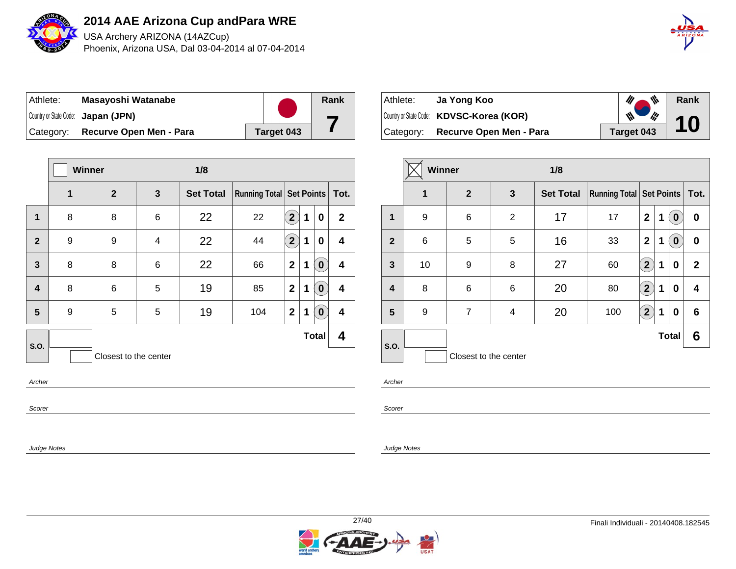# 2014 AAE Arizona Cup andPara WRE

USA Archery ARIZONA (14AZCup)

Phoenix, Arizona USA, Dal 03-04-2014 al 07-04-2014

| Athlete: | Masayoshi Watanabe | Rank |
|---|---|---|
| Country or State Code: | Japan (JPN) | 7 |
| Category: | Recurve Open Men - Para | Target 043 |

Winner: ☐ — 1/8

| | 1 | 2 | 3 | Set Total | Running Total | Set Points | | | Tot. |
|---|---|---|---|---|---|---|---|---|---|
| 1 | 8 | 8 | 6 | 22 | 22 | (2) | 1 | 0 | 2 |
| 2 | 9 | 9 | 4 | 22 | 44 | (2) | 1 | 0 | 4 |
| 3 | 8 | 8 | 6 | 22 | 66 | 2 | 1 | (0) | 4 |
| 4 | 8 | 6 | 5 | 19 | 85 | 2 | 1 | (0) | 4 |
| 5 | 9 | 5 | 5 | 19 | 104 | 2 | 1 | (0) | 4 |
| S.O. | | | | | | | | Total | 4 |

Closest to the center

*Archer*

*Scorer*

*Judge Notes*

| Athlete: | Ja Yong Koo | Rank |
|---|---|---|
| Country or State Code: | KDVSC-Korea (KOR) | 10 |
| Category: | Recurve Open Men - Para | Target 043 |

Winner: ☒ — 1/8

| | 1 | 2 | 3 | Set Total | Running Total | Set Points | | | Tot. |
|---|---|---|---|---|---|---|---|---|---|
| 1 | 9 | 6 | 2 | 17 | 17 | 2 | 1 | (0) | 0 |
| 2 | 6 | 5 | 5 | 16 | 33 | 2 | 1 | (0) | 0 |
| 3 | 10 | 9 | 8 | 27 | 60 | (2) | 1 | 0 | 2 |
| 4 | 8 | 6 | 6 | 20 | 80 | (2) | 1 | 0 | 4 |
| 5 | 9 | 7 | 4 | 20 | 100 | (2) | 1 | 0 | 6 |
| S.O. | | | | | | | | Total | 6 |

Closest to the center

*Archer*

*Scorer*

*Judge Notes*

Finali Individuali - 20140408.182545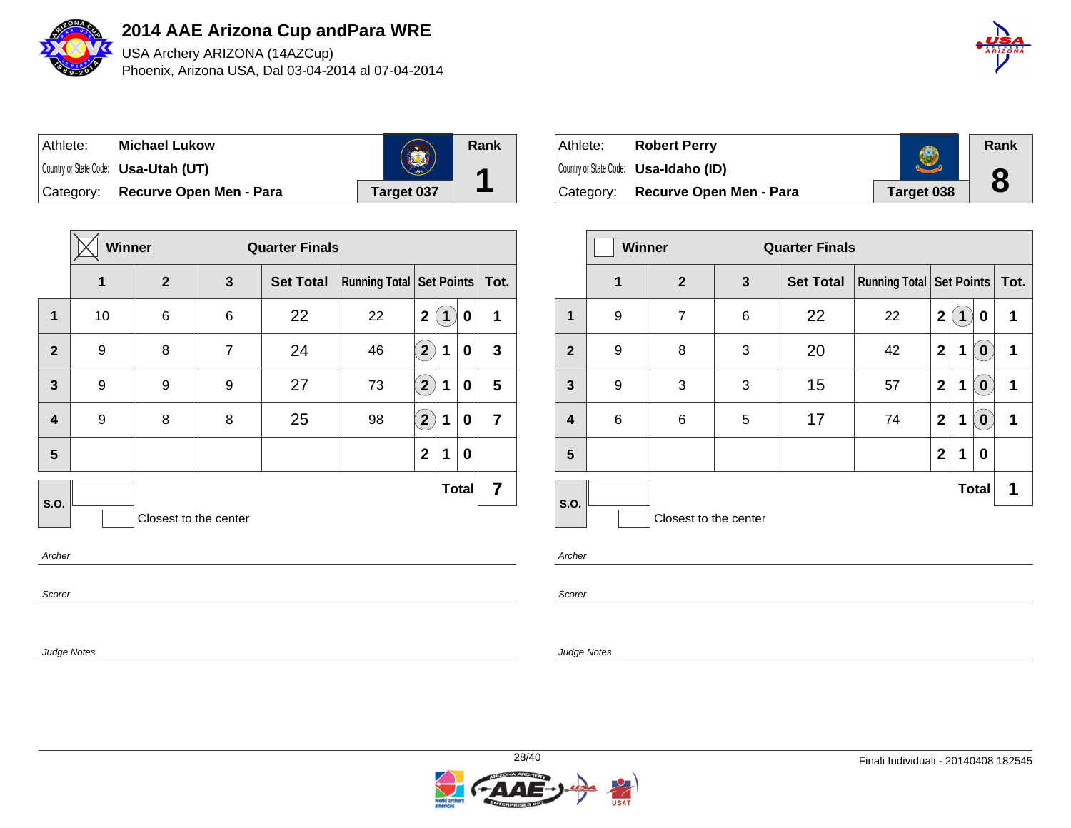# 2014 AAE Arizona Cup andPara WRE

USA Archery ARIZONA (14AZCup)
Phoenix, Arizona USA, Dal 03-04-2014 al 07-04-2014

| Athlete: | Michael Lukow | | Rank |
|---|---|---|---|
| Country or State Code: | Usa-Utah (UT) | | 1 |
| Category: | Recurve Open Men - Para | Target 037 | |

**Winner: ☒ — Quarter Finals**

| | 1 | 2 | 3 | Set Total | Running Total | Set Points | Tot. |
|---|---|---|---|---|---|---|---|
| 1 | 10 | 6 | 6 | 22 | 22 | 2 (1) 0 | 1 |
| 2 | 9 | 8 | 7 | 24 | 46 | (2) 1 0 | 3 |
| 3 | 9 | 9 | 9 | 27 | 73 | (2) 1 0 | 5 |
| 4 | 9 | 8 | 8 | 25 | 98 | (2) 1 0 | 7 |
| 5 | | | | | | 2 1 0 | |
| S.O. | | | | | | **Total** | **7** |

Closest to the center

*Archer*

*Scorer*

*Judge Notes*

| Athlete: | Robert Perry | | Rank |
|---|---|---|---|
| Country or State Code: | Usa-Idaho (ID) | | 8 |
| Category: | Recurve Open Men - Para | Target 038 | |

**Winner: ☐ — Quarter Finals**

| | 1 | 2 | 3 | Set Total | Running Total | Set Points | Tot. |
|---|---|---|---|---|---|---|---|
| 1 | 9 | 7 | 6 | 22 | 22 | 2 (1) 0 | 1 |
| 2 | 9 | 8 | 3 | 20 | 42 | 2 1 (0) | 1 |
| 3 | 9 | 3 | 3 | 15 | 57 | 2 1 (0) | 1 |
| 4 | 6 | 6 | 5 | 17 | 74 | 2 1 (0) | 1 |
| 5 | | | | | | 2 1 0 | |
| S.O. | | | | | | **Total** | **1** |

Closest to the center

*Archer*

*Scorer*

*Judge Notes*

Finali Individuali - 20140408.182545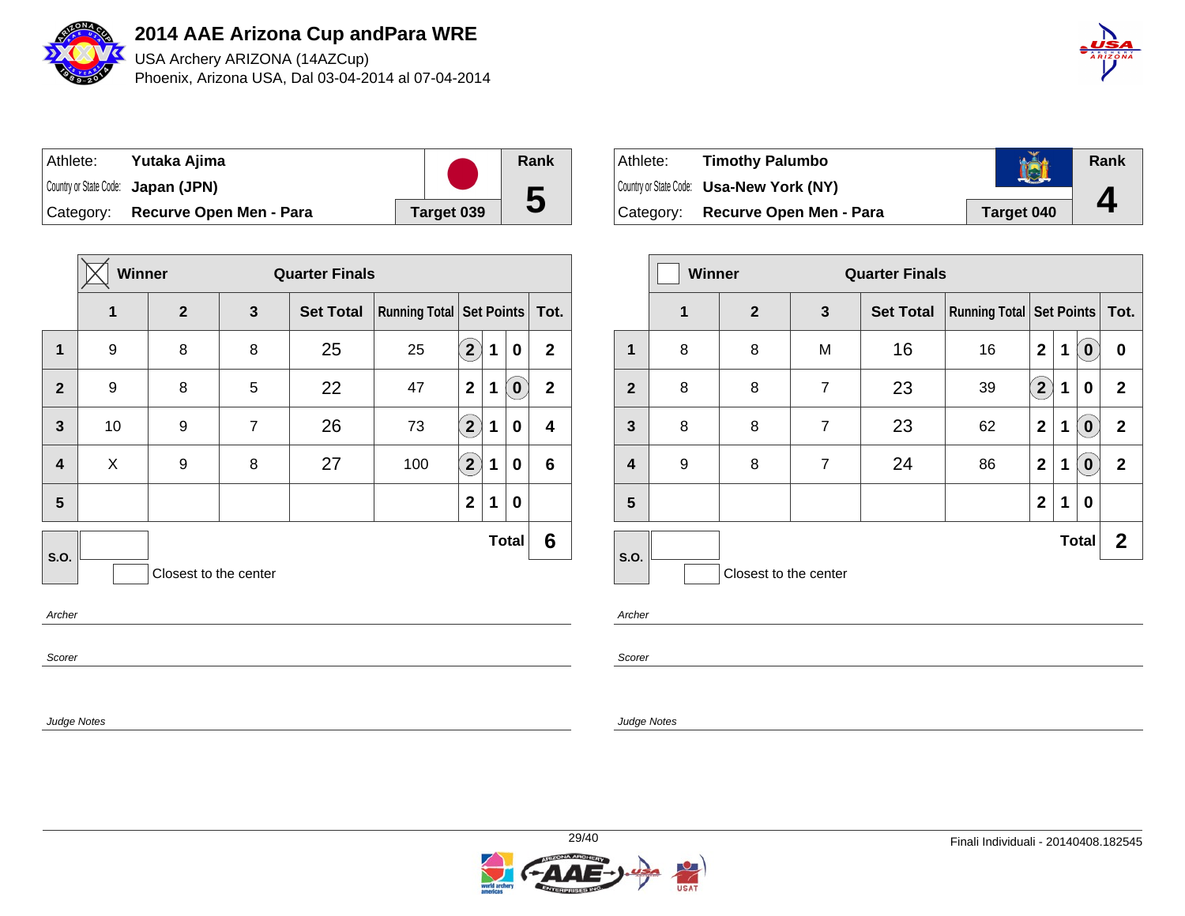# 2014 AAE Arizona Cup andPara WRE

USA Archery ARIZONA (14AZCup)

Phoenix, Arizona USA, Dal 03-04-2014 al 07-04-2014

| Athlete: | Yutaka Ajima | Rank |
|---|---|---|
| Country or State Code: | Japan (JPN) | 5 |
| Category: | Recurve Open Men - Para | Target 039 |

**Winner** — Quarter Finals

| | 1 | 2 | 3 | Set Total | Running Total | Set Points | Tot. |
|---|---|---|---|---|---|---|---|
| 1 | 9 | 8 | 8 | 25 | 25 | (2) 1 0 | 2 |
| 2 | 9 | 8 | 5 | 22 | 47 | 2 1 (0) | 2 |
| 3 | 10 | 9 | 7 | 26 | 73 | (2) 1 0 | 4 |
| 4 | X | 9 | 8 | 27 | 100 | (2) 1 0 | 6 |
| 5 | | | | | | 2 1 0 | |
| S.O. | | | | | | Total | 6 |

Closest to the center

*Archer*

*Scorer*

*Judge Notes*

| Athlete: | Timothy Palumbo | Rank |
|---|---|---|
| Country or State Code: | Usa-New York (NY) | 4 |
| Category: | Recurve Open Men - Para | Target 040 |

**Winner** — Quarter Finals

| | 1 | 2 | 3 | Set Total | Running Total | Set Points | Tot. |
|---|---|---|---|---|---|---|---|
| 1 | 8 | 8 | M | 16 | 16 | 2 1 (0) | 0 |
| 2 | 8 | 8 | 7 | 23 | 39 | (2) 1 0 | 2 |
| 3 | 8 | 8 | 7 | 23 | 62 | 2 1 (0) | 2 |
| 4 | 9 | 8 | 7 | 24 | 86 | 2 1 (0) | 2 |
| 5 | | | | | | 2 1 0 | |
| S.O. | | | | | | Total | 2 |

Closest to the center

*Archer*

*Scorer*

*Judge Notes*

Finali Individuali - 20140408.182545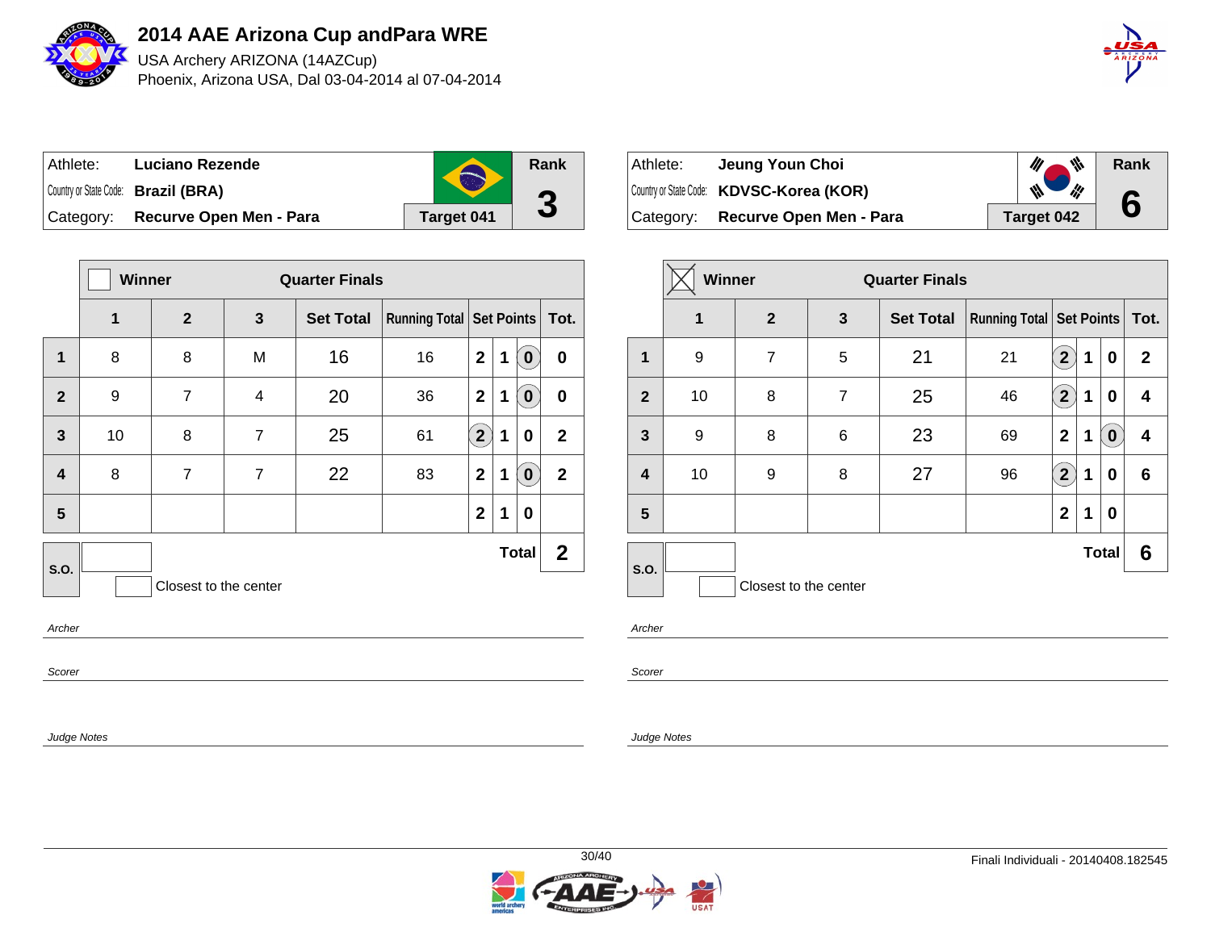# 2014 AAE Arizona Cup andPara WRE

USA Archery ARIZONA (14AZCup)
Phoenix, Arizona USA, Dal 03-04-2014 al 07-04-2014

| Athlete: | Luciano Rezende | Rank |
|---|---|---|
| Country or State Code: | Brazil (BRA) | 3 |
| Category: | Recurve Open Men - Para | Target 041 |

| | Winner | Quarter Finals | | | | | | | |
|---|---|---|---|---|---|---|---|---|---|
| | 1 | 2 | 3 | Set Total | Running Total | Set Points | | | Tot. |
| 1 | 8 | 8 | M | 16 | 16 | 2 | 1 | (0) | 0 |
| 2 | 9 | 7 | 4 | 20 | 36 | 2 | 1 | (0) | 0 |
| 3 | 10 | 8 | 7 | 25 | 61 | (2) | 1 | 0 | 2 |
| 4 | 8 | 7 | 7 | 22 | 83 | 2 | 1 | (0) | 2 |
| 5 | | | | | | 2 | 1 | 0 | |
| S.O. | | | | | | | | Total | 2 |

Closest to the center

*Archer*

*Scorer*

*Judge Notes*

| Athlete: | Jeung Youn Choi | Rank |
|---|---|---|
| Country or State Code: | KDVSC-Korea (KOR) | 6 |
| Category: | Recurve Open Men - Para | Target 042 |

| | Winner ☒ | Quarter Finals | | | | | | | |
|---|---|---|---|---|---|---|---|---|---|
| | 1 | 2 | 3 | Set Total | Running Total | Set Points | | | Tot. |
| 1 | 9 | 7 | 5 | 21 | 21 | (2) | 1 | 0 | 2 |
| 2 | 10 | 8 | 7 | 25 | 46 | (2) | 1 | 0 | 4 |
| 3 | 9 | 8 | 6 | 23 | 69 | 2 | 1 | (0) | 4 |
| 4 | 10 | 9 | 8 | 27 | 96 | (2) | 1 | 0 | 6 |
| 5 | | | | | | 2 | 1 | 0 | |
| S.O. | | | | | | | | Total | 6 |

Closest to the center

*Archer*

*Scorer*

*Judge Notes*

Finali Individuali - 20140408.182545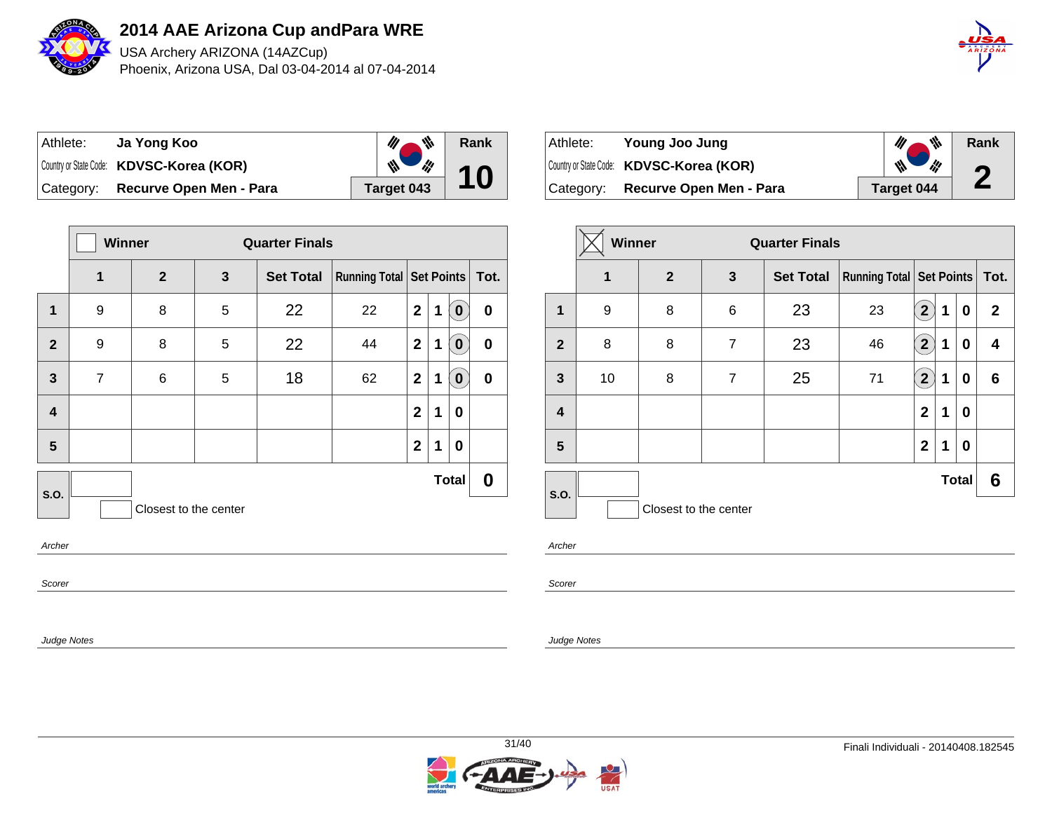# 2014 AAE Arizona Cup andPara WRE

USA Archery ARIZONA (14AZCup)

Phoenix, Arizona USA, Dal 03-04-2014 al 07-04-2014

| Athlete: | Ja Yong Koo | Rank |
|---|---|---|
| Country or State Code: | KDVSC-Korea (KOR) | 10 |
| Category: | Recurve Open Men - Para | Target 043 |

**Winner** ☐ — **Quarter Finals**

| | 1 | 2 | 3 | Set Total | Running Total | Set Points | | | Tot. |
|---|---|---|---|---|---|---|---|---|---|
| 1 | 9 | 8 | 5 | 22 | 22 | 2 | 1 | (0) | 0 |
| 2 | 9 | 8 | 5 | 22 | 44 | 2 | 1 | (0) | 0 |
| 3 | 7 | 6 | 5 | 18 | 62 | 2 | 1 | (0) | 0 |
| 4 | | | | | | 2 | 1 | 0 | |
| 5 | | | | | | 2 | 1 | 0 | |
| S.O. | | | | | | | | Total | 0 |

Closest to the center

*Archer*

*Scorer*

*Judge Notes*

| Athlete: | Young Joo Jung | Rank |
|---|---|---|
| Country or State Code: | KDVSC-Korea (KOR) | 2 |
| Category: | Recurve Open Men - Para | Target 044 |

**Winner** ☒ — **Quarter Finals**

| | 1 | 2 | 3 | Set Total | Running Total | Set Points | | | Tot. |
|---|---|---|---|---|---|---|---|---|---|
| 1 | 9 | 8 | 6 | 23 | 23 | (2) | 1 | 0 | 2 |
| 2 | 8 | 8 | 7 | 23 | 46 | (2) | 1 | 0 | 4 |
| 3 | 10 | 8 | 7 | 25 | 71 | (2) | 1 | 0 | 6 |
| 4 | | | | | | 2 | 1 | 0 | |
| 5 | | | | | | 2 | 1 | 0 | |
| S.O. | | | | | | | | Total | 6 |

Closest to the center

*Archer*

*Scorer*

*Judge Notes*

Finali Individuali - 20140408.182545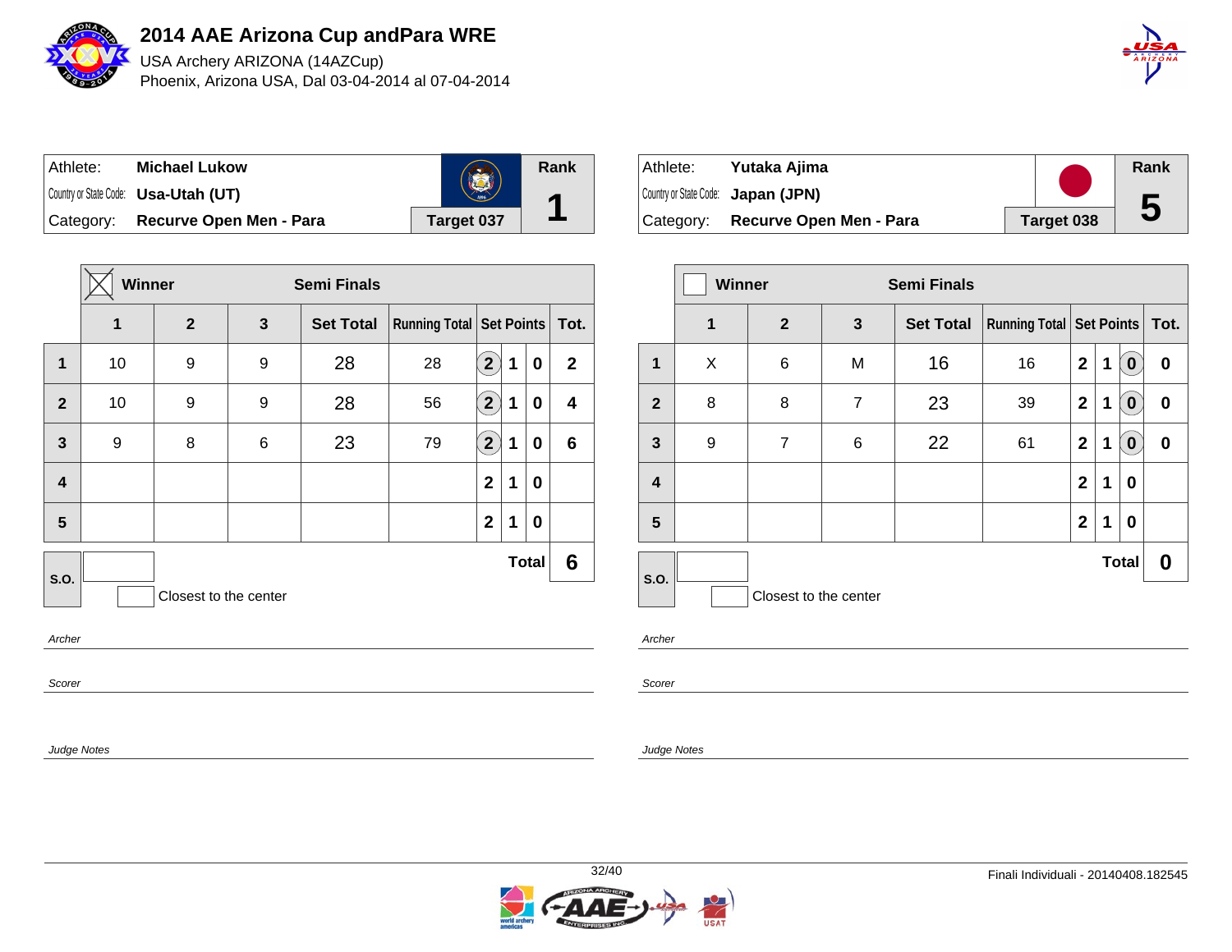# 2014 AAE Arizona Cup andPara WRE

USA Archery ARIZONA (14AZCup)

Phoenix, Arizona USA, Dal 03-04-2014 al 07-04-2014

| Athlete: | Michael Lukow | Rank |
|---|---|---|
| Country or State Code: | Usa-Utah (UT) | 1 |
| Category: | Recurve Open Men - Para | Target 037 |

Winner: ☒ — Semi Finals

| | 1 | 2 | 3 | Set Total | Running Total | Set Points | Tot. |
|---|---|---|---|---|---|---|---|
| 1 | 10 | 9 | 9 | 28 | 28 | (2) 1 0 | 2 |
| 2 | 10 | 9 | 9 | 28 | 56 | (2) 1 0 | 4 |
| 3 | 9 | 8 | 6 | 23 | 79 | (2) 1 0 | 6 |
| 4 | | | | | | 2 1 0 | |
| 5 | | | | | | 2 1 0 | |
| S.O. | | | | | | Total | 6 |

Closest to the center

*Archer*

*Scorer*

*Judge Notes*

| Athlete: | Yutaka Ajima | Rank |
|---|---|---|
| Country or State Code: | Japan (JPN) | 5 |
| Category: | Recurve Open Men - Para | Target 038 |

Winner: ☐ — Semi Finals

| | 1 | 2 | 3 | Set Total | Running Total | Set Points | Tot. |
|---|---|---|---|---|---|---|---|
| 1 | X | 6 | M | 16 | 16 | 2 1 (0) | 0 |
| 2 | 8 | 8 | 7 | 23 | 39 | 2 1 (0) | 0 |
| 3 | 9 | 7 | 6 | 22 | 61 | 2 1 (0) | 0 |
| 4 | | | | | | 2 1 0 | |
| 5 | | | | | | 2 1 0 | |
| S.O. | | | | | | Total | 0 |

Closest to the center

*Archer*

*Scorer*

*Judge Notes*

Finali Individuali - 20140408.182545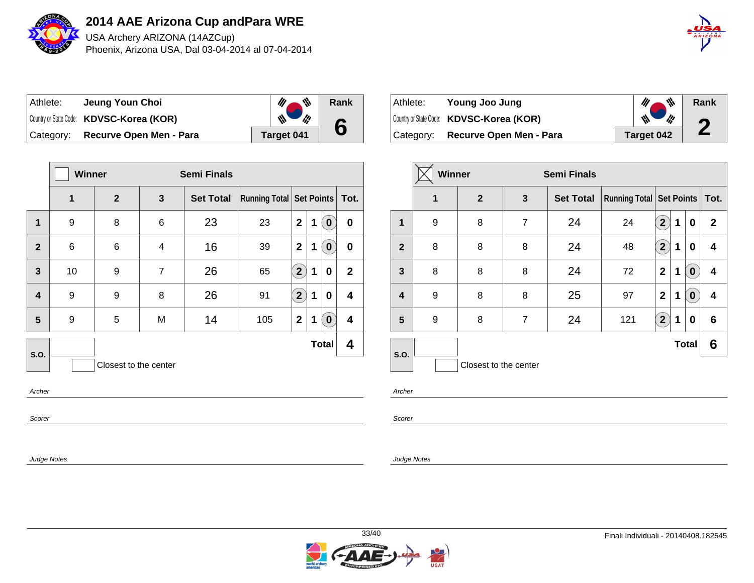# 2014 AAE Arizona Cup andPara WRE

USA Archery ARIZONA (14AZCup)
Phoenix, Arizona USA, Dal 03-04-2014 al 07-04-2014

| Athlete: | Jeung Youn Choi | Rank |
|---|---|---|
| Country or State Code: | KDVSC-Korea (KOR) | 6 |
| Category: | Recurve Open Men - Para | Target 041 |

| | Winner | | Semi Finals | | | | | | |
|---|---|---|---|---|---|---|---|---|---|
| | 1 | 2 | 3 | Set Total | Running Total | Set Points | | | Tot. |
| 1 | 9 | 8 | 6 | 23 | 23 | 2 | 1 | (0) | 0 |
| 2 | 6 | 6 | 4 | 16 | 39 | 2 | 1 | (0) | 0 |
| 3 | 10 | 9 | 7 | 26 | 65 | (2) | 1 | 0 | 2 |
| 4 | 9 | 9 | 8 | 26 | 91 | (2) | 1 | 0 | 4 |
| 5 | 9 | 5 | M | 14 | 105 | 2 | 1 | (0) | 4 |
| S.O. | | | | | | | | Total | 4 |

Closest to the center

Archer

Scorer

Judge Notes

| Athlete: | Young Joo Jung | Rank |
|---|---|---|
| Country or State Code: | KDVSC-Korea (KOR) | 2 |
| Category: | Recurve Open Men - Para | Target 042 |

| | Winner [X] | | Semi Finals | | | | | | |
|---|---|---|---|---|---|---|---|---|---|
| | 1 | 2 | 3 | Set Total | Running Total | Set Points | | | Tot. |
| 1 | 9 | 8 | 7 | 24 | 24 | (2) | 1 | 0 | 2 |
| 2 | 8 | 8 | 8 | 24 | 48 | (2) | 1 | 0 | 4 |
| 3 | 8 | 8 | 8 | 24 | 72 | 2 | 1 | (0) | 4 |
| 4 | 9 | 8 | 8 | 25 | 97 | 2 | 1 | (0) | 4 |
| 5 | 9 | 8 | 7 | 24 | 121 | (2) | 1 | 0 | 6 |
| S.O. | | | | | | | | Total | 6 |

Closest to the center

Archer

Scorer

Judge Notes

Finali Individuali - 20140408.182545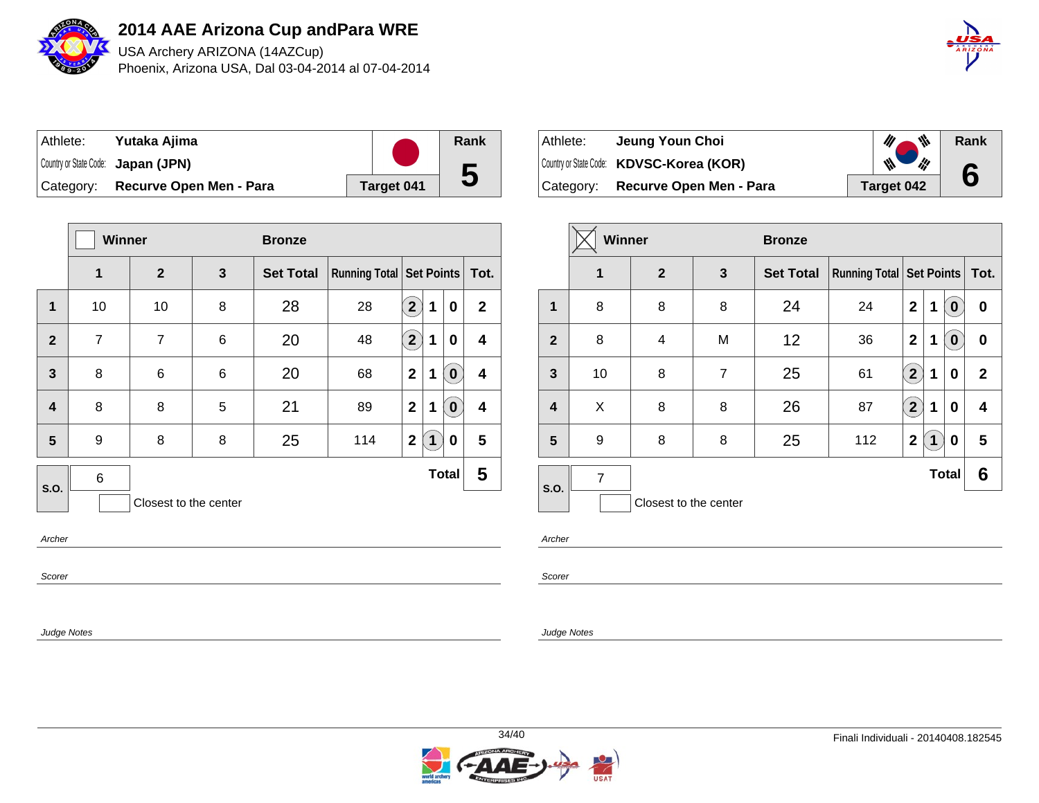# 2014 AAE Arizona Cup andPara WRE

USA Archery ARIZONA (14AZCup)

Phoenix, Arizona USA, Dal 03-04-2014 al 07-04-2014

| Athlete: | Yutaka Ajima | | Rank |
|---|---|---|---|
| Country or State Code: | Japan (JPN) | | 5 |
| Category: | Recurve Open Men - Para | Target 041 | |

| | Winner | | | Bronze | | | | | |
|---|---|---|---|---|---|---|---|---|---|
| | 1 | 2 | 3 | Set Total | Running Total | Set Points | | | Tot. |
| 1 | 10 | 10 | 8 | 28 | 28 | (2) | 1 | 0 | 2 |
| 2 | 7 | 7 | 6 | 20 | 48 | (2) | 1 | 0 | 4 |
| 3 | 8 | 6 | 6 | 20 | 68 | 2 | 1 | (0) | 4 |
| 4 | 8 | 8 | 5 | 21 | 89 | 2 | 1 | (0) | 4 |
| 5 | 9 | 8 | 8 | 25 | 114 | 2 | (1) | 0 | 5 |
| S.O. | 6 | | | | | | | Total | 5 |

Closest to the center

Archer

Scorer

Judge Notes

| Athlete: | Jeung Youn Choi | | Rank |
|---|---|---|---|
| Country or State Code: | KDVSC-Korea (KOR) | | 6 |
| Category: | Recurve Open Men - Para | Target 042 | |

| | Winner ☒ | | | Bronze | | | | | |
|---|---|---|---|---|---|---|---|---|---|
| | 1 | 2 | 3 | Set Total | Running Total | Set Points | | | Tot. |
| 1 | 8 | 8 | 8 | 24 | 24 | 2 | 1 | (0) | 0 |
| 2 | 8 | 4 | M | 12 | 36 | 2 | 1 | (0) | 0 |
| 3 | 10 | 8 | 7 | 25 | 61 | (2) | 1 | 0 | 2 |
| 4 | X | 8 | 8 | 26 | 87 | (2) | 1 | 0 | 4 |
| 5 | 9 | 8 | 8 | 25 | 112 | 2 | (1) | 0 | 5 |
| S.O. | 7 | | | | | | | Total | 6 |

Closest to the center

Archer

Scorer

Judge Notes

Finali Individuali - 20140408.182545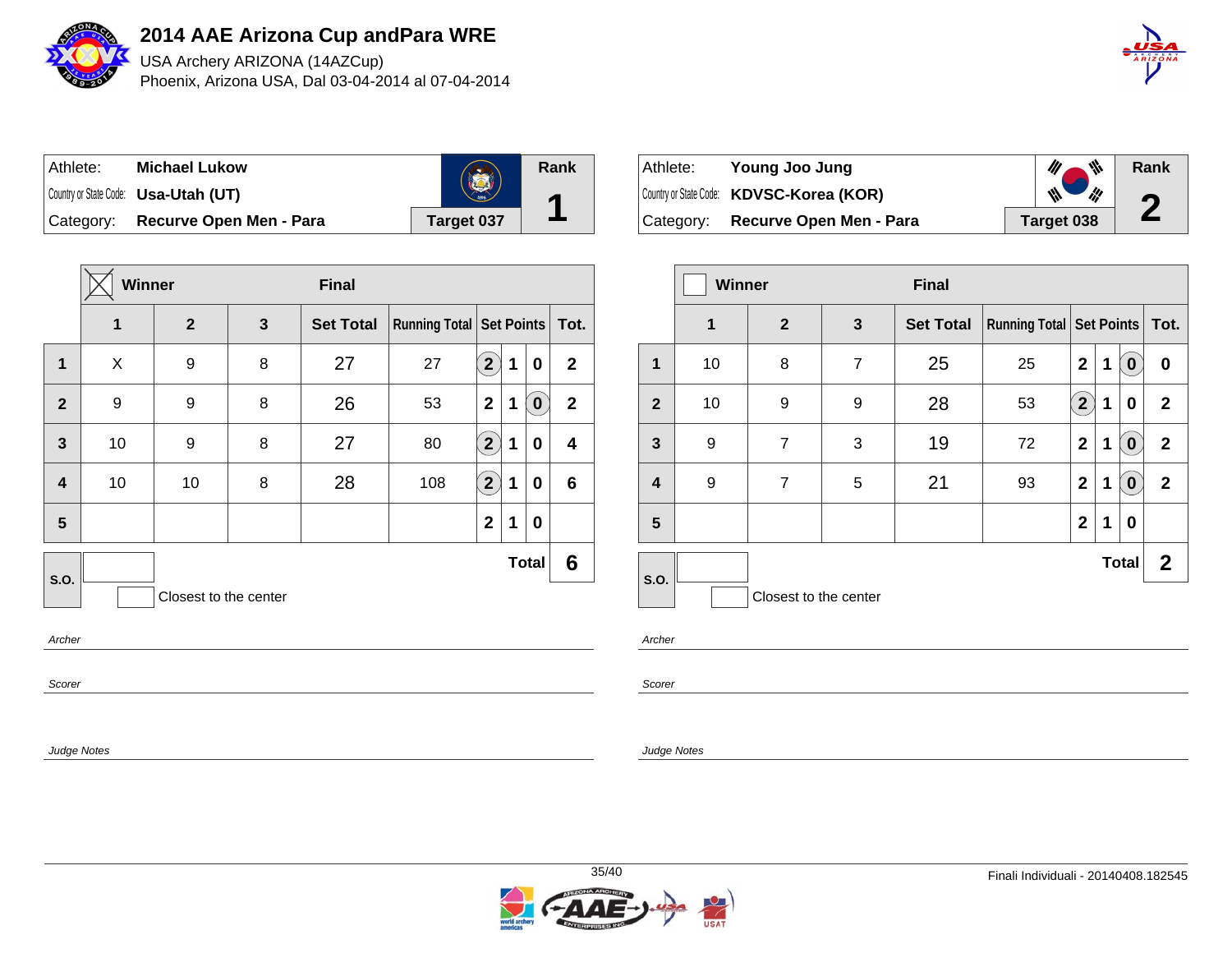# 2014 AAE Arizona Cup andPara WRE

USA Archery ARIZONA (14AZCup)

Phoenix, Arizona USA, Dal 03-04-2014 al 07-04-2014

| Athlete: | Michael Lukow | Rank |
|---|---|---|
| Country or State Code: | Usa-Utah (UT) | 1 |
| Category: | Recurve Open Men - Para | Target 037 |

Winner (X) — Final

| | 1 | 2 | 3 | Set Total | Running Total | Set Points | | | Tot. |
|---|---|---|---|---|---|---|---|---|---|
| 1 | X | 9 | 8 | 27 | 27 | (2) | 1 | 0 | 2 |
| 2 | 9 | 9 | 8 | 26 | 53 | 2 | 1 | (0) | 2 |
| 3 | 10 | 9 | 8 | 27 | 80 | (2) | 1 | 0 | 4 |
| 4 | 10 | 10 | 8 | 28 | 108 | (2) | 1 | 0 | 6 |
| 5 | | | | | | 2 | 1 | 0 | |
| S.O. | | | | | | | | Total | 6 |

Closest to the center

*Archer*

*Scorer*

*Judge Notes*

| Athlete: | Young Joo Jung | Rank |
|---|---|---|
| Country or State Code: | KDVSC-Korea (KOR) | 2 |
| Category: | Recurve Open Men - Para | Target 038 |

Winner — Final

| | 1 | 2 | 3 | Set Total | Running Total | Set Points | | | Tot. |
|---|---|---|---|---|---|---|---|---|---|
| 1 | 10 | 8 | 7 | 25 | 25 | 2 | 1 | (0) | 0 |
| 2 | 10 | 9 | 9 | 28 | 53 | (2) | 1 | 0 | 2 |
| 3 | 9 | 7 | 3 | 19 | 72 | 2 | 1 | (0) | 2 |
| 4 | 9 | 7 | 5 | 21 | 93 | 2 | 1 | (0) | 2 |
| 5 | | | | | | 2 | 1 | 0 | |
| S.O. | | | | | | | | Total | 2 |

Closest to the center

*Archer*

*Scorer*

*Judge Notes*

Finali Individuali - 20140408.182545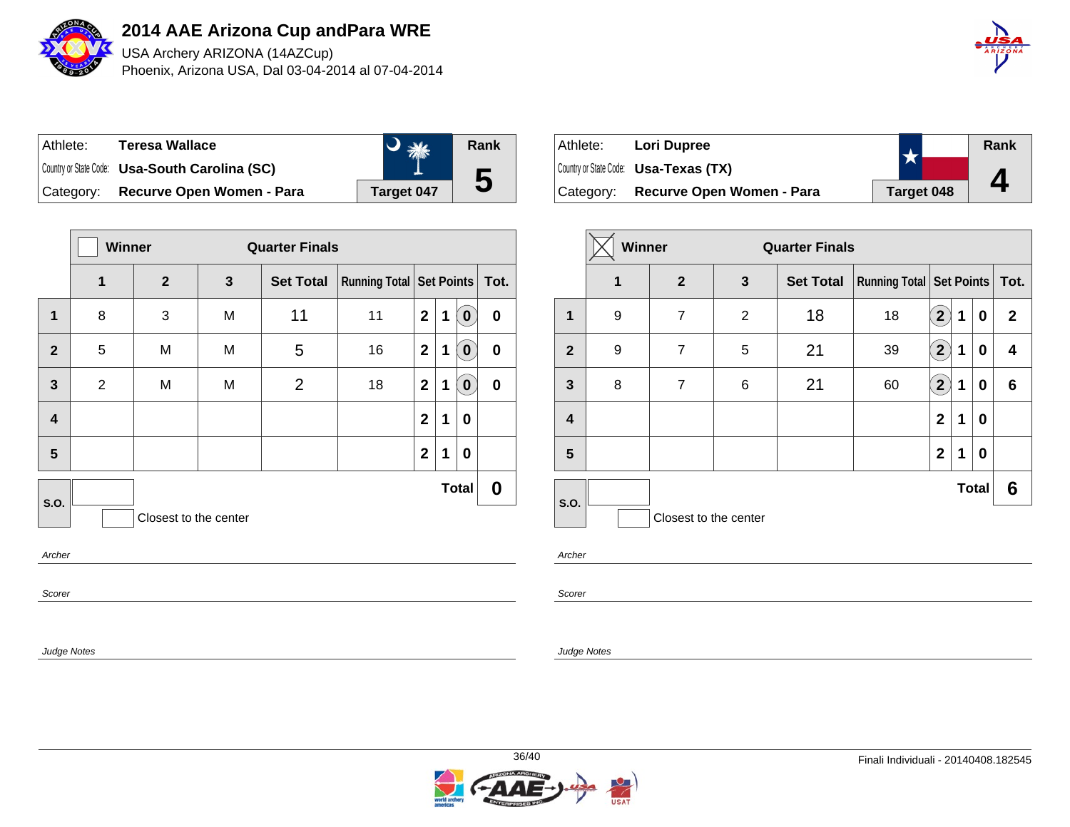# 2014 AAE Arizona Cup andPara WRE

USA Archery ARIZONA (14AZCup)

Phoenix, Arizona USA, Dal 03-04-2014 al 07-04-2014

| Athlete: | Teresa Wallace | Rank |
|---|---|---|
| Country or State Code: | Usa-South Carolina (SC) | 5 |
| Category: | Recurve Open Women - Para | Target 047 |

Winner: ☐ — Quarter Finals

| | 1 | 2 | 3 | Set Total | Running Total | Set Points | | | Tot. |
|---|---|---|---|---|---|---|---|---|---|
| 1 | 8 | 3 | M | 11 | 11 | 2 | 1 | (0) | 0 |
| 2 | 5 | M | M | 5 | 16 | 2 | 1 | (0) | 0 |
| 3 | 2 | M | M | 2 | 18 | 2 | 1 | (0) | 0 |
| 4 | | | | | | 2 | 1 | 0 | |
| 5 | | | | | | 2 | 1 | 0 | |
| S.O. | | | | | | | | Total | 0 |

Closest to the center

*Archer*

*Scorer*

*Judge Notes*

| Athlete: | Lori Dupree | Rank |
|---|---|---|
| Country or State Code: | Usa-Texas (TX) | 4 |
| Category: | Recurve Open Women - Para | Target 048 |

Winner: ☒ — Quarter Finals

| | 1 | 2 | 3 | Set Total | Running Total | Set Points | | | Tot. |
|---|---|---|---|---|---|---|---|---|---|
| 1 | 9 | 7 | 2 | 18 | 18 | (2) | 1 | 0 | 2 |
| 2 | 9 | 7 | 5 | 21 | 39 | (2) | 1 | 0 | 4 |
| 3 | 8 | 7 | 6 | 21 | 60 | (2) | 1 | 0 | 6 |
| 4 | | | | | | 2 | 1 | 0 | |
| 5 | | | | | | 2 | 1 | 0 | |
| S.O. | | | | | | | | Total | 6 |

Closest to the center

*Archer*

*Scorer*

*Judge Notes*

Finali Individuali - 20140408.182545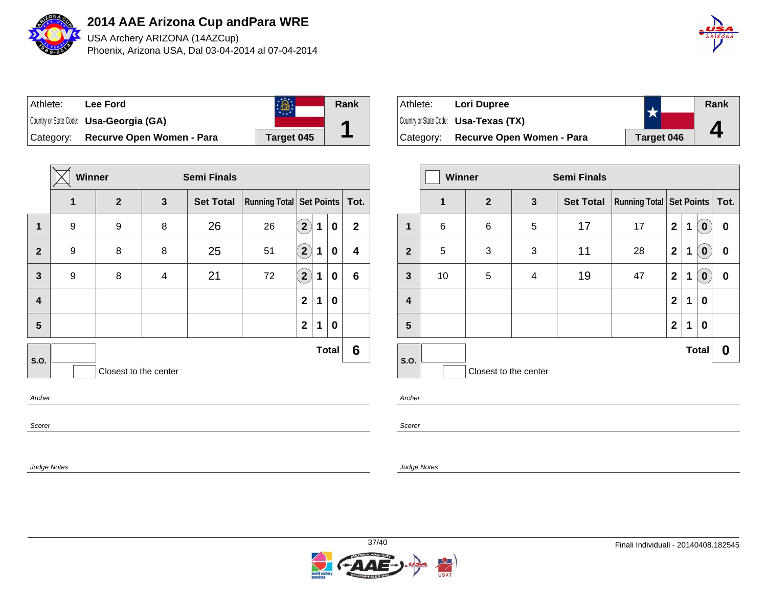# 2014 AAE Arizona Cup andPara WRE

USA Archery ARIZONA (14AZCup)

Phoenix, Arizona USA, Dal 03-04-2014 al 07-04-2014

| Athlete: | Lee Ford | Rank |
|---|---|---|
| Country or State Code: | Usa-Georgia (GA) | 1 |
| Category: | Recurve Open Women - Para | Target 045 |

**Winner** ☒ — Semi Finals

| | 1 | 2 | 3 | Set Total | Running Total | Set Points | Tot. |
|---|---|---|---|---|---|---|---|
| 1 | 9 | 9 | 8 | 26 | 26 | (2) 1 0 | 2 |
| 2 | 9 | 8 | 8 | 25 | 51 | (2) 1 0 | 4 |
| 3 | 9 | 8 | 4 | 21 | 72 | (2) 1 0 | 6 |
| 4 | | | | | | 2 1 0 | |
| 5 | | | | | | 2 1 0 | |
| S.O. | | | | | | Total | 6 |

Closest to the center

*Archer*

*Scorer*

*Judge Notes*

| Athlete: | Lori Dupree | Rank |
|---|---|---|
| Country or State Code: | Usa-Texas (TX) | 4 |
| Category: | Recurve Open Women - Para | Target 046 |

**Winner** ☐ — Semi Finals

| | 1 | 2 | 3 | Set Total | Running Total | Set Points | Tot. |
|---|---|---|---|---|---|---|---|
| 1 | 6 | 6 | 5 | 17 | 17 | 2 1 (0) | 0 |
| 2 | 5 | 3 | 3 | 11 | 28 | 2 1 (0) | 0 |
| 3 | 10 | 5 | 4 | 19 | 47 | 2 1 (0) | 0 |
| 4 | | | | | | 2 1 0 | |
| 5 | | | | | | 2 1 0 | |
| S.O. | | | | | | Total | 0 |

Closest to the center

*Archer*

*Scorer*

*Judge Notes*

Finali Individuali - 20140408.182545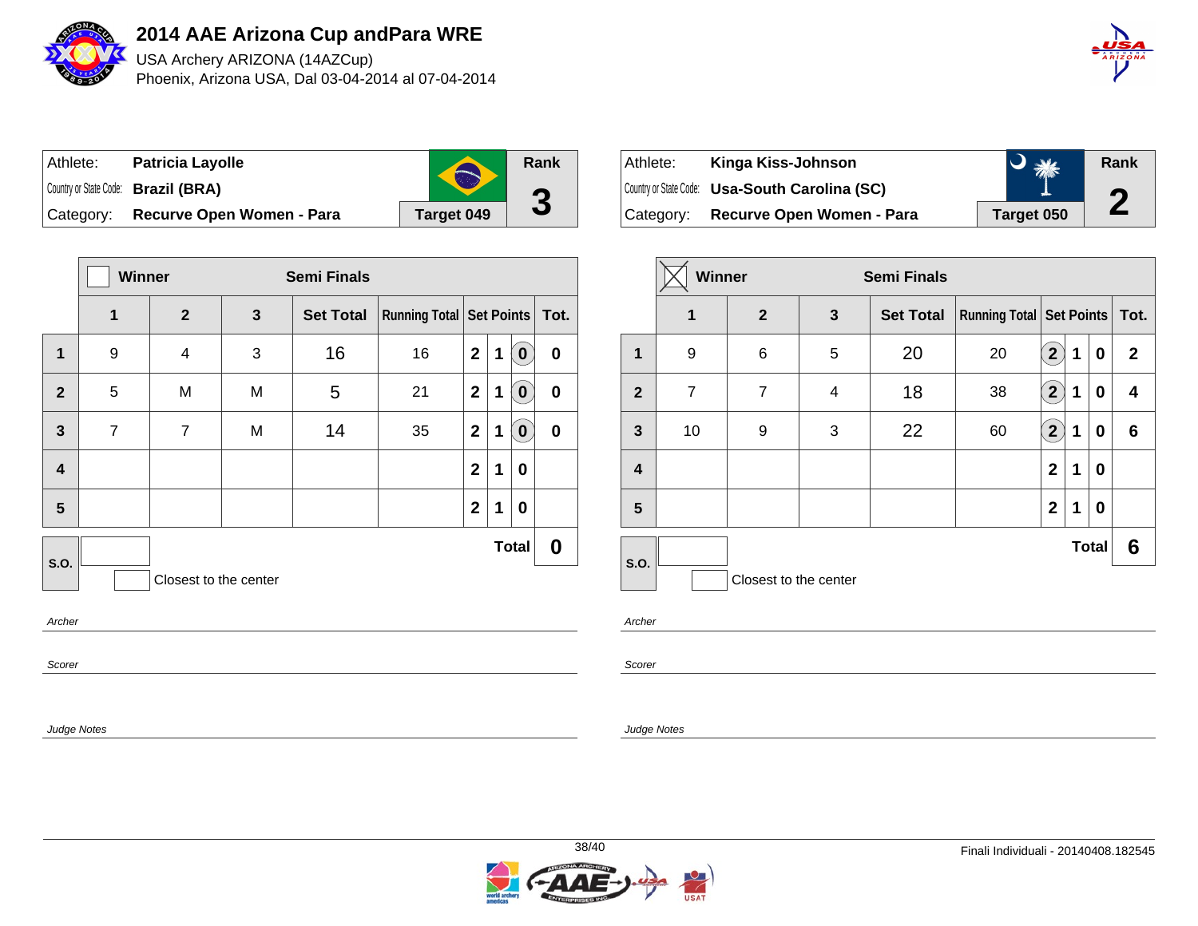# 2014 AAE Arizona Cup andPara WRE

USA Archery ARIZONA (14AZCup)

Phoenix, Arizona USA, Dal 03-04-2014 al 07-04-2014

| Athlete: | **Patricia Layolle** | | Rank |
|---|---|---|---|
| Country or State Code: | **Brazil (BRA)** | | **3** |
| Category: | **Recurve Open Women - Para** | **Target 049** | |

| | Winner ☐ | | Semi Finals | | | | | | |
|---|---|---|---|---|---|---|---|---|---|
| | **1** | **2** | **3** | **Set Total** | **Running Total** | **Set Points** | | | **Tot.** |
| **1** | 9 | 4 | 3 | 16 | 16 | 2 | 1 | (0) | 0 |
| **2** | 5 | M | M | 5 | 21 | 2 | 1 | (0) | 0 |
| **3** | 7 | 7 | M | 14 | 35 | 2 | 1 | (0) | 0 |
| **4** | | | | | | 2 | 1 | 0 | |
| **5** | | | | | | 2 | 1 | 0 | |
| **S.O.** | | | | | | | | **Total** | **0** |

☐ Closest to the center

*Archer*

*Scorer*

*Judge Notes*

| Athlete: | **Kinga Kiss-Johnson** | | Rank |
|---|---|---|---|
| Country or State Code: | **Usa-South Carolina (SC)** | | **2** |
| Category: | **Recurve Open Women - Para** | **Target 050** | |

| | Winner ☒ | | Semi Finals | | | | | | |
|---|---|---|---|---|---|---|---|---|---|
| | **1** | **2** | **3** | **Set Total** | **Running Total** | **Set Points** | | | **Tot.** |
| **1** | 9 | 6 | 5 | 20 | 20 | (2) | 1 | 0 | 2 |
| **2** | 7 | 7 | 4 | 18 | 38 | (2) | 1 | 0 | 4 |
| **3** | 10 | 9 | 3 | 22 | 60 | (2) | 1 | 0 | 6 |
| **4** | | | | | | 2 | 1 | 0 | |
| **5** | | | | | | 2 | 1 | 0 | |
| **S.O.** | | | | | | | | **Total** | **6** |

☐ Closest to the center

*Archer*

*Scorer*

*Judge Notes*

Finali Individuali - 20140408.182545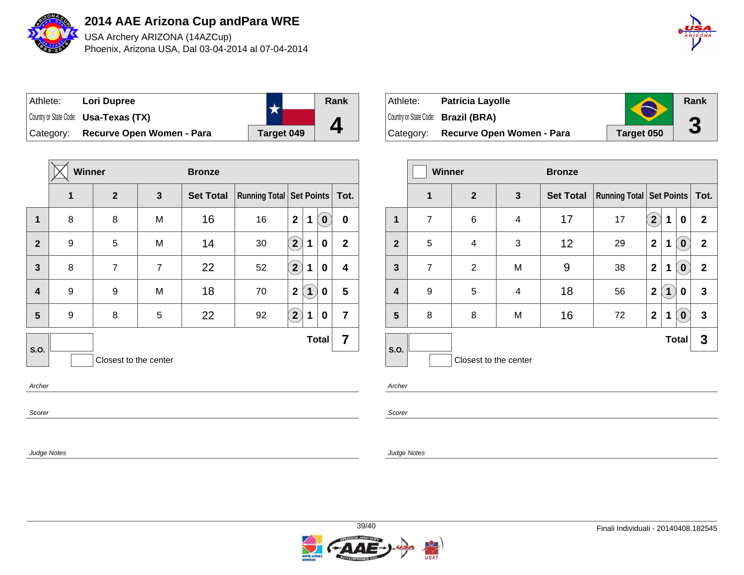# 2014 AAE Arizona Cup andPara WRE

USA Archery ARIZONA (14AZCup)

Phoenix, Arizona USA, Dal 03-04-2014 al 07-04-2014

| Athlete: | Lori Dupree | | Rank |
|---|---|---|---|
| Country or State Code: | Usa-Texas (TX) | | 4 |
| Category: | Recurve Open Women - Para | Target 049 | |

| | ☒ Winner | | Bronze | | | | | | |
|---|---|---|---|---|---|---|---|---|---|
| | 1 | 2 | 3 | Set Total | Running Total | Set Points | | | Tot. |
| 1 | 8 | 8 | M | 16 | 16 | 2 | 1 | (0) | 0 |
| 2 | 9 | 5 | M | 14 | 30 | (2) | 1 | 0 | 2 |
| 3 | 8 | 7 | 7 | 22 | 52 | (2) | 1 | 0 | 4 |
| 4 | 9 | 9 | M | 18 | 70 | 2 | (1) | 0 | 5 |
| 5 | 9 | 8 | 5 | 22 | 92 | (2) | 1 | 0 | 7 |
| S.O. | | | | | | | | Total | 7 |

Closest to the center

*Archer*

*Scorer*

*Judge Notes*

| Athlete: | Patricia Layolle | | Rank |
|---|---|---|---|
| Country or State Code: | Brazil (BRA) | | 3 |
| Category: | Recurve Open Women - Para | Target 050 | |

| | ☐ Winner | | Bronze | | | | | | |
|---|---|---|---|---|---|---|---|---|---|
| | 1 | 2 | 3 | Set Total | Running Total | Set Points | | | Tot. |
| 1 | 7 | 6 | 4 | 17 | 17 | (2) | 1 | 0 | 2 |
| 2 | 5 | 4 | 3 | 12 | 29 | 2 | 1 | (0) | 2 |
| 3 | 7 | 2 | M | 9 | 38 | 2 | 1 | (0) | 2 |
| 4 | 9 | 5 | 4 | 18 | 56 | 2 | (1) | 0 | 3 |
| 5 | 8 | 8 | M | 16 | 72 | 2 | 1 | (0) | 3 |
| S.O. | | | | | | | | Total | 3 |

Closest to the center

*Archer*

*Scorer*

*Judge Notes*

Finali Individuali - 20140408.182545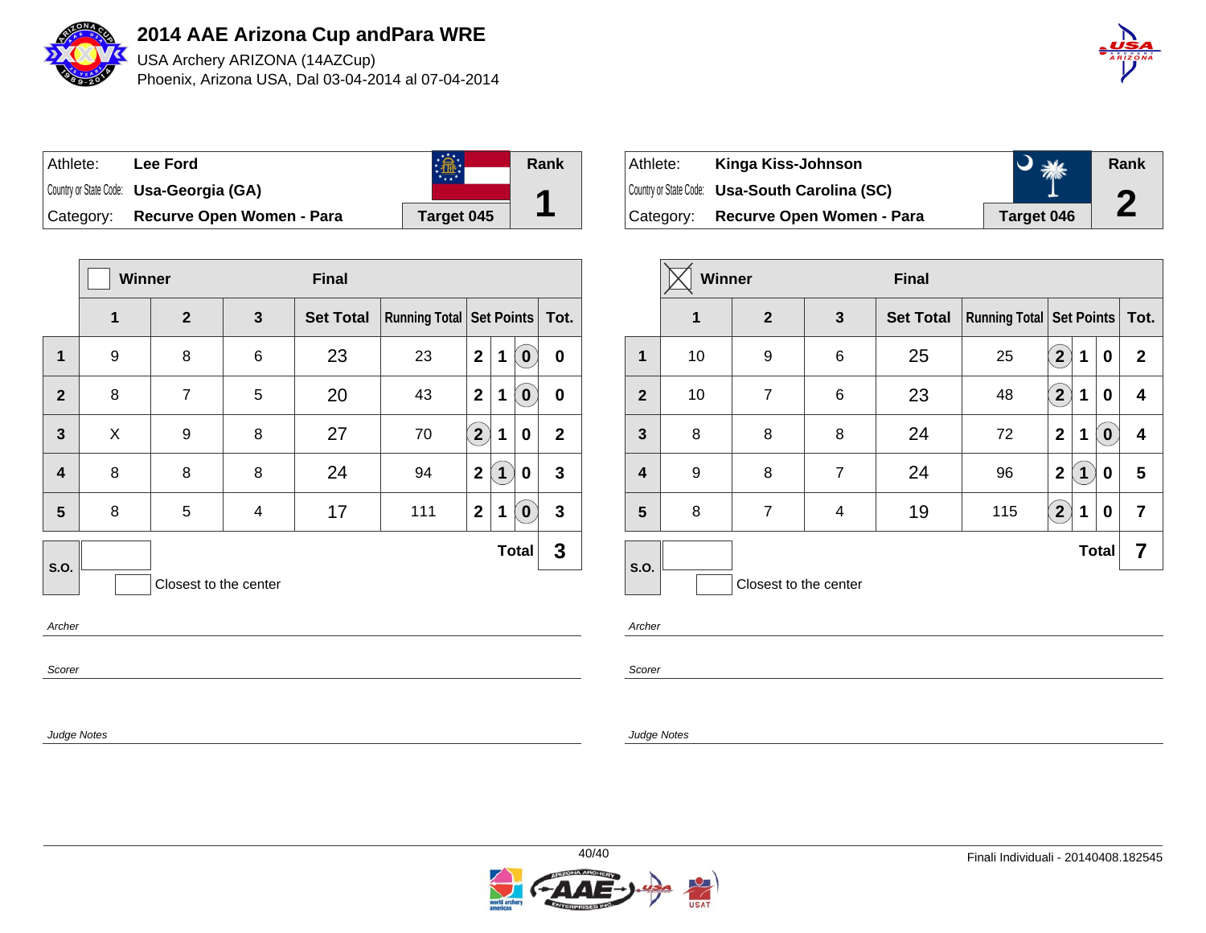# 2014 AAE Arizona Cup andPara WRE

USA Archery ARIZONA (14AZCup)
Phoenix, Arizona USA, Dal 03-04-2014 al 07-04-2014

| | | | |
|---|---|---|---|
| Athlete: | **Lee Ford** | | **Rank** |
| Country or State Code: | **Usa-Georgia (GA)** | | **1** |
| Category: | **Recurve Open Women - Para** | **Target 045** | |

| | Winner ☐ | | Final | | | | | | | |
|---|---|---|---|---|---|---|---|---|---|---|
| | **1** | **2** | **3** | **Set Total** | **Running Total** | **Set Points** | | | **Tot.** |
| **1** | 9 | 8 | 6 | 23 | 23 | 2 | 1 | (0) | 0 |
| **2** | 8 | 7 | 5 | 20 | 43 | 2 | 1 | (0) | 0 |
| **3** | X | 9 | 8 | 27 | 70 | (2) | 1 | 0 | 2 |
| **4** | 8 | 8 | 8 | 24 | 94 | 2 | (1) | 0 | 3 |
| **5** | 8 | 5 | 4 | 17 | 111 | 2 | 1 | (0) | 3 |
| **S.O.** | | | | | | | | **Total** | **3** |

Closest to the center

*Archer*

*Scorer*

*Judge Notes*

| | | | |
|---|---|---|---|
| Athlete: | **Kinga Kiss-Johnson** | | **Rank** |
| Country or State Code: | **Usa-South Carolina (SC)** | | **2** |
| Category: | **Recurve Open Women - Para** | **Target 046** | |

| | Winner ☒ | | Final | | | | | | | |
|---|---|---|---|---|---|---|---|---|---|---|
| | **1** | **2** | **3** | **Set Total** | **Running Total** | **Set Points** | | | **Tot.** |
| **1** | 10 | 9 | 6 | 25 | 25 | (2) | 1 | 0 | 2 |
| **2** | 10 | 7 | 6 | 23 | 48 | (2) | 1 | 0 | 4 |
| **3** | 8 | 8 | 8 | 24 | 72 | 2 | 1 | (0) | 4 |
| **4** | 9 | 8 | 7 | 24 | 96 | 2 | (1) | 0 | 5 |
| **5** | 8 | 7 | 4 | 19 | 115 | (2) | 1 | 0 | 7 |
| **S.O.** | | | | | | | | **Total** | **7** |

Closest to the center

*Archer*

*Scorer*

*Judge Notes*

Finali Individuali - 20140408.182545